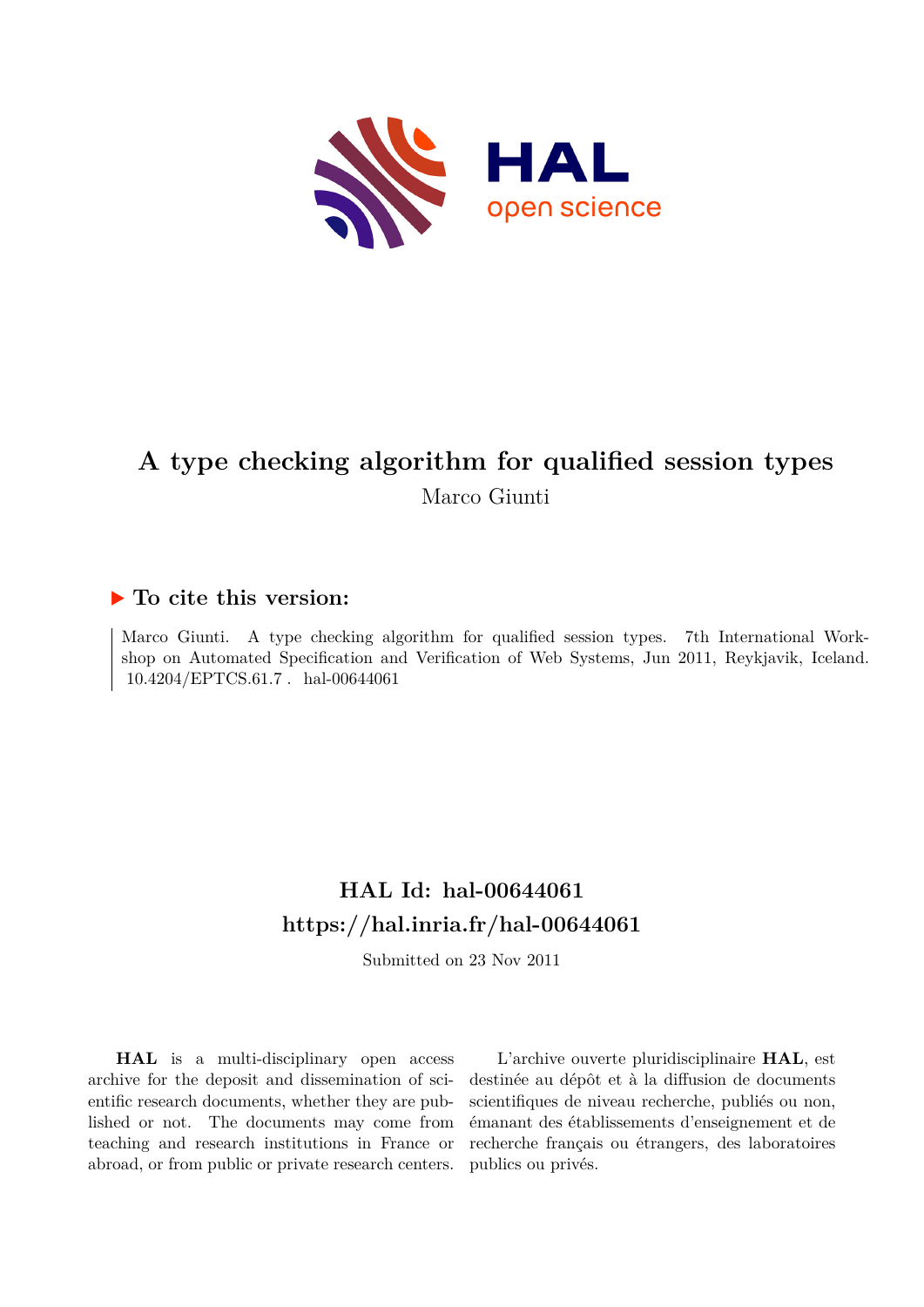# A type checking algorithm for qualified session types

Marco Giunti

## ▶ To cite this version:

Marco Giunti. A type checking algorithm for qualified session types. 7th International Workshop on Automated Specification and Verification of Web Systems, Jun 2011, Reykjavik, Iceland. 10.4204/EPTCS.61.7 . hal-00644061

## HAL Id: hal-00644061

## https://hal.inria.fr/hal-00644061

Submitted on 23 Nov 2011

**HAL** is a multi-disciplinary open access archive for the deposit and dissemination of scientific research documents, whether they are published or not. The documents may come from teaching and research institutions in France or abroad, or from public or private research centers.

L'archive ouverte pluridisciplinaire **HAL**, est destinée au dépôt et à la diffusion de documents scientifiques de niveau recherche, publiés ou non, émanant des établissements d'enseignement et de recherche français ou étrangers, des laboratoires publics ou privés.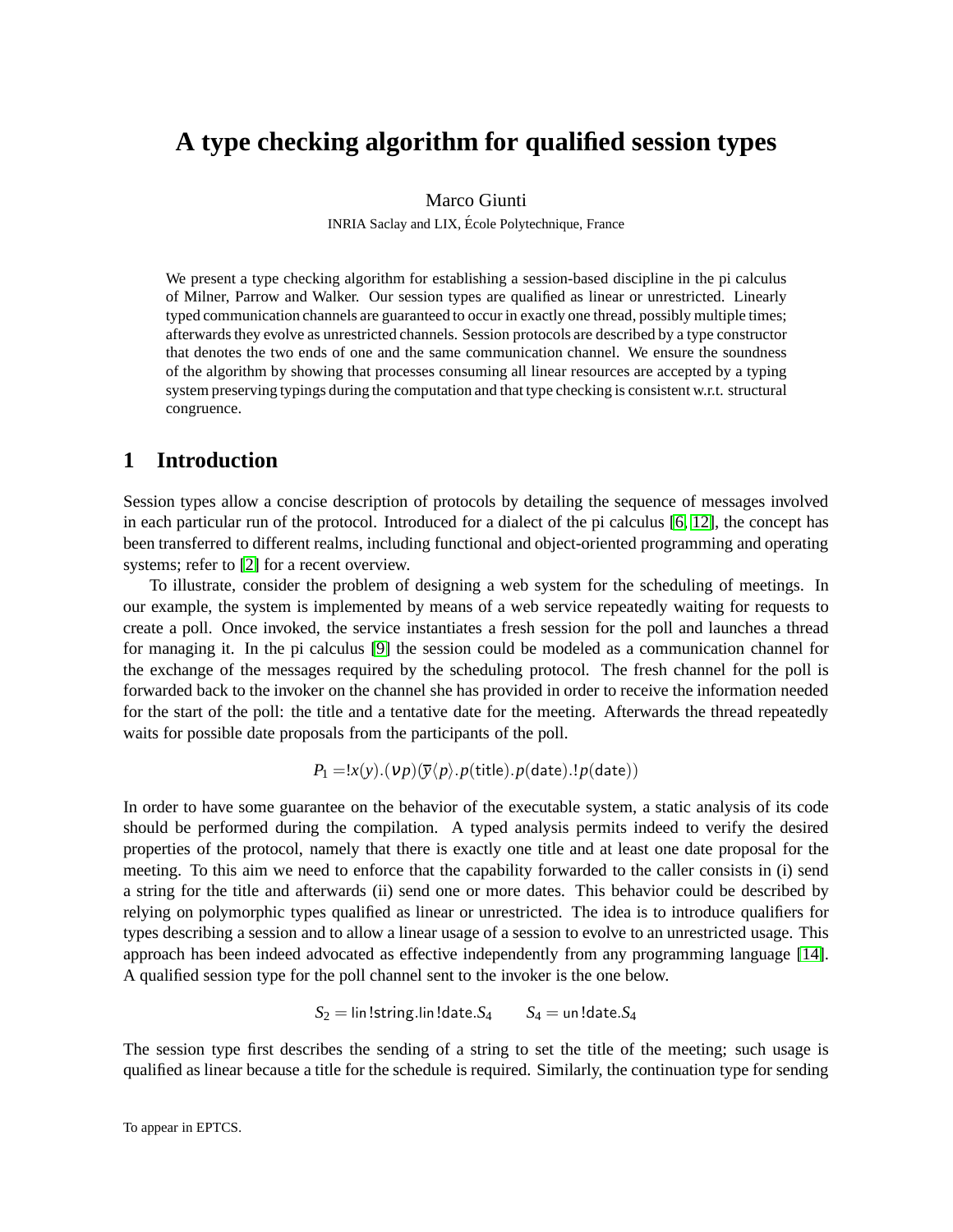# A type checking algorithm for qualified session types

Marco Giunti

INRIA Saclay and LIX, École Polytechnique, France

We present a type checking algorithm for establishing a session-based discipline in the pi calculus of Milner, Parrow and Walker. Our session types are qualified as linear or unrestricted. Linearly typed communication channels are guaranteed to occur in exactly one thread, possibly multiple times; afterwards they evolve as unrestricted channels. Session protocols are described by a type constructor that denotes the two ends of one and the same communication channel. We ensure the soundness of the algorithm by showing that processes consuming all linear resources are accepted by a typing system preserving typings during the computation and that type checking is consistent w.r.t. structural congruence.

## 1 Introduction

Session types allow a concise description of protocols by detailing the sequence of messages involved in each particular run of the protocol. Introduced for a dialect of the pi calculus [6, 12], the concept has been transferred to different realms, including functional and object-oriented programming and operating systems; refer to [2] for a recent overview.

To illustrate, consider the problem of designing a web system for the scheduling of meetings. In our example, the system is implemented by means of a web service repeatedly waiting for requests to create a poll. Once invoked, the service instantiates a fresh session for the poll and launches a thread for managing it. In the pi calculus [9] the session could be modeled as a communication channel for the exchange of the messages required by the scheduling protocol. The fresh channel for the poll is forwarded back to the invoker on the channel she has provided in order to receive the information needed for the start of the poll: the title and a tentative date for the meeting. Afterwards the thread repeatedly waits for possible date proposals from the participants of the poll.

$$P_1 = !x(y).(\nu p)(\overline{y}\langle p\rangle.p(\mathsf{title}).p(\mathsf{date}).!p(\mathsf{date}))$$

In order to have some guarantee on the behavior of the executable system, a static analysis of its code should be performed during the compilation. A typed analysis permits indeed to verify the desired properties of the protocol, namely that there is exactly one title and at least one date proposal for the meeting. To this aim we need to enforce that the capability forwarded to the caller consists in (i) send a string for the title and afterwards (ii) send one or more dates. This behavior could be described by relying on polymorphic types qualified as linear or unrestricted. The idea is to introduce qualifiers for types describing a session and to allow a linear usage of a session to evolve to an unrestricted usage. This approach has been indeed advocated as effective independently from any programming language [14]. A qualified session type for the poll channel sent to the invoker is the one below.

$$S_2 = \mathsf{lin}\,!\mathsf{string}.\mathsf{lin}\,!\mathsf{date}.S_4 \qquad S_4 = \mathsf{un}\,!\mathsf{date}.S_4$$

The session type first describes the sending of a string to set the title of the meeting; such usage is qualified as linear because a title for the schedule is required. Similarly, the continuation type for sending

To appear in EPTCS.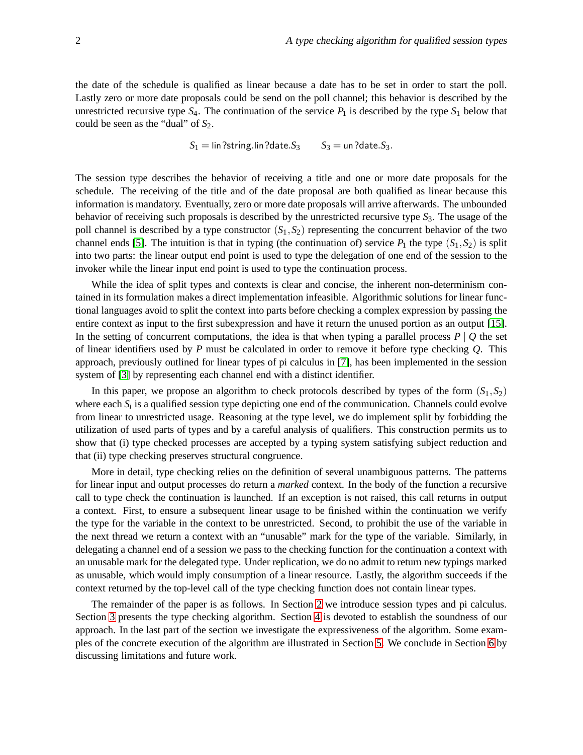the date of the schedule is qualified as linear because a date has to be set in order to start the poll. Lastly zero or more date proposals could be send on the poll channel; this behavior is described by the unrestricted recursive type $S_4$. The continuation of the service $P_1$ is described by the type $S_1$ below that could be seen as the "dual" of $S_2$.

$$S_1 = \mathsf{lin}\,?\mathsf{string}.\mathsf{lin}\,?\mathsf{date}.S_3 \qquad S_3 = \mathsf{un}\,?\mathsf{date}.S_3.$$

The session type describes the behavior of receiving a title and one or more date proposals for the schedule. The receiving of the title and of the date proposal are both qualified as linear because this information is mandatory. Eventually, zero or more date proposals will arrive afterwards. The unbounded behavior of receiving such proposals is described by the unrestricted recursive type $S_3$. The usage of the poll channel is described by a type constructor $(S_1, S_2)$ representing the concurrent behavior of the two channel ends [5]. The intuition is that in typing (the continuation of) service $P_1$ the type $(S_1, S_2)$ is split into two parts: the linear output end point is used to type the delegation of one end of the session to the invoker while the linear input end point is used to type the continuation process.

While the idea of split types and contexts is clear and concise, the inherent non-determinism contained in its formulation makes a direct implementation infeasible. Algorithmic solutions for linear functional languages avoid to split the context into parts before checking a complex expression by passing the entire context as input to the first subexpression and have it return the unused portion as an output [15]. In the setting of concurrent computations, the idea is that when typing a parallel process $P \mid Q$ the set of linear identifiers used by $P$ must be calculated in order to remove it before type checking $Q$. This approach, previously outlined for linear types of pi calculus in [7], has been implemented in the session system of [3] by representing each channel end with a distinct identifier.

In this paper, we propose an algorithm to check protocols described by types of the form $(S_1, S_2)$ where each $S_i$ is a qualified session type depicting one end of the communication. Channels could evolve from linear to unrestricted usage. Reasoning at the type level, we do implement split by forbidding the utilization of used parts of types and by a careful analysis of qualifiers. This construction permits us to show that (i) type checked processes are accepted by a typing system satisfying subject reduction and that (ii) type checking preserves structural congruence.

More in detail, type checking relies on the definition of several unambiguous patterns. The patterns for linear input and output processes do return a *marked* context. In the body of the function a recursive call to type check the continuation is launched. If an exception is not raised, this call returns in output a context. First, to ensure a subsequent linear usage to be finished within the continuation we verify the type for the variable in the context to be unrestricted. Second, to prohibit the use of the variable in the next thread we return a context with an "unusable" mark for the type of the variable. Similarly, in delegating a channel end of a session we pass to the checking function for the continuation a context with an unusable mark for the delegated type. Under replication, we do no admit to return new typings marked as unusable, which would imply consumption of a linear resource. Lastly, the algorithm succeeds if the context returned by the top-level call of the type checking function does not contain linear types.

The remainder of the paper is as follows. In Section 2 we introduce session types and pi calculus. Section 3 presents the type checking algorithm. Section 4 is devoted to establish the soundness of our approach. In the last part of the section we investigate the expressiveness of the algorithm. Some examples of the concrete execution of the algorithm are illustrated in Section 5. We conclude in Section 6 by discussing limitations and future work.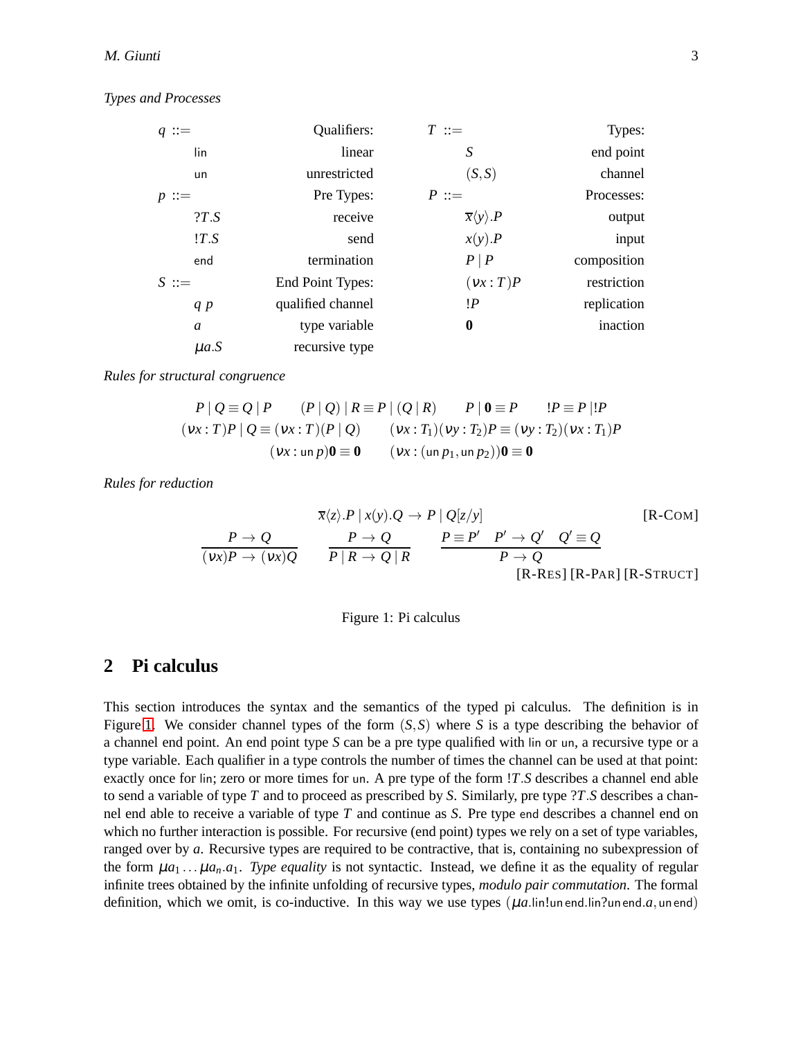*Types and Processes*

| | | | |
|---|---|---|---|
| $q$ ::= | Qualifiers: | $T$ ::= | Types: |
| $\mathsf{lin}$ | linear | $S$ | end point |
| $\mathsf{un}$ | unrestricted | $(S,S)$ | channel |
| $p$ ::= | Pre Types: | $P$ ::= | Processes: |
| $?T.S$ | receive | $\overline{x}\langle y\rangle.P$ | output |
| $!T.S$ | send | $x(y).P$ | input |
| $\mathsf{end}$ | termination | $P \mid P$ | composition |
| $S$ ::= | End Point Types: | $(\nu x : T)P$ | restriction |
| $q\ p$ | qualified channel | $!P$ | replication |
| $a$ | type variable | $\mathbf{0}$ | inaction |
| $\mu a.S$ | recursive type | | |

*Rules for structural congruence*

$$P \mid Q \equiv Q \mid P \qquad (P \mid Q) \mid R \equiv P \mid (Q \mid R) \qquad P \mid \mathbf{0} \equiv P \qquad !P \equiv P \mid !P$$

$$(\nu x : T)P \mid Q \equiv (\nu x : T)(P \mid Q) \qquad (\nu x : T_1)(\nu y : T_2)P \equiv (\nu y : T_2)(\nu x : T_1)P$$

$$(\nu x : \mathsf{un}\, p)\mathbf{0} \equiv \mathbf{0} \qquad (\nu x : (\mathsf{un}\, p_1, \mathsf{un}\, p_2))\mathbf{0} \equiv \mathbf{0}$$

*Rules for reduction*

$$\overline{x}\langle z\rangle.P \mid x(y).Q \to P \mid Q[z/y] \qquad \text{[R-COM]}$$

$$\frac{P \to Q}{(\nu x)P \to (\nu x)Q} \qquad \frac{P \to Q}{P \mid R \to Q \mid R} \qquad \frac{P \equiv P' \quad P' \to Q' \quad Q' \equiv Q}{P \to Q}$$

[R-RES] [R-PAR] [R-STRUCT]

Figure 1: Pi calculus

## 2 Pi calculus

This section introduces the syntax and the semantics of the typed pi calculus. The definition is in Figure 1. We consider channel types of the form $(S,S)$ where $S$ is a type describing the behavior of a channel end point. An end point type $S$ can be a pre type qualified with $\mathsf{lin}$ or $\mathsf{un}$, a recursive type or a type variable. Each qualifier in a type controls the number of times the channel can be used at that point: exactly once for $\mathsf{lin}$; zero or more times for $\mathsf{un}$. A pre type of the form $!T.S$ describes a channel end able to send a variable of type $T$ and to proceed as prescribed by $S$. Similarly, pre type $?T.S$ describes a channel end able to receive a variable of type $T$ and continue as $S$. Pre type $\mathsf{end}$ describes a channel end on which no further interaction is possible. For recursive (end point) types we rely on a set of type variables, ranged over by $a$. Recursive types are required to be contractive, that is, containing no subexpression of the form $\mu a_1 \ldots \mu a_n.a_1$. *Type equality* is not syntactic. Instead, we define it as the equality of regular infinite trees obtained by the infinite unfolding of recursive types, *modulo pair commutation*. The formal definition, which we omit, is co-inductive. In this way we use types $(\mu a.\mathsf{lin}!\mathsf{un}\,\mathsf{end}.\mathsf{lin}?\mathsf{un}\,\mathsf{end}.a, \mathsf{un}\,\mathsf{end})$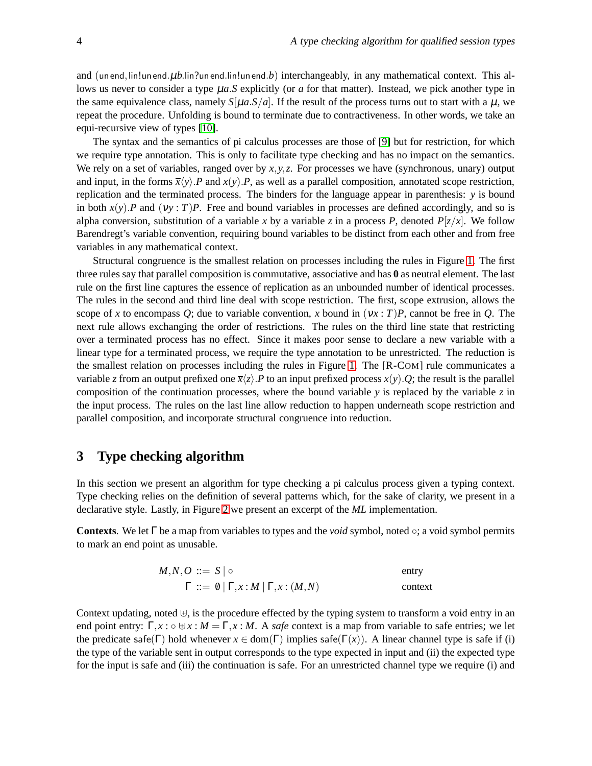and $(\mathsf{un\,end}, \mathsf{lin}!\mathsf{un\,end}.\mu b.\mathsf{lin}?\mathsf{un\,end}.\mathsf{lin}!\mathsf{un\,end}.b)$ interchangeably, in any mathematical context. This allows us never to consider a type $\mu a.S$ explicitly (or $a$ for that matter). Instead, we pick another type in the same equivalence class, namely $S[\mu a.S/a]$. If the result of the process turns out to start with a $\mu$, we repeat the procedure. Unfolding is bound to terminate due to contractiveness. In other words, we take an equi-recursive view of types [10].

The syntax and the semantics of pi calculus processes are those of [9] but for restriction, for which we require type annotation. This is only to facilitate type checking and has no impact on the semantics. We rely on a set of variables, ranged over by $x,y,z$. For processes we have (synchronous, unary) output and input, in the forms $\overline{x}\langle y\rangle.P$ and $x(y).P$, as well as a parallel composition, annotated scope restriction, replication and the terminated process. The binders for the language appear in parenthesis: $y$ is bound in both $x(y).P$ and $(\nu y : T)P$. Free and bound variables in processes are defined accordingly, and so is alpha conversion, substitution of a variable $x$ by a variable $z$ in a process $P$, denoted $P[z/x]$. We follow Barendregt's variable convention, requiring bound variables to be distinct from each other and from free variables in any mathematical context.

Structural congruence is the smallest relation on processes including the rules in Figure 1. The first three rules say that parallel composition is commutative, associative and has $\mathbf{0}$ as neutral element. The last rule on the first line captures the essence of replication as an unbounded number of identical processes. The rules in the second and third line deal with scope restriction. The first, scope extrusion, allows the scope of $x$ to encompass $Q$; due to variable convention, $x$ bound in $(\nu x : T)P$, cannot be free in $Q$. The next rule allows exchanging the order of restrictions. The rules on the third line state that restricting over a terminated process has no effect. Since it makes poor sense to declare a new variable with a linear type for a terminated process, we require the type annotation to be unrestricted. The reduction is the smallest relation on processes including the rules in Figure 1. The [R-COM] rule communicates a variable $z$ from an output prefixed one $\overline{x}\langle z\rangle.P$ to an input prefixed process $x(y).Q$; the result is the parallel composition of the continuation processes, where the bound variable $y$ is replaced by the variable $z$ in the input process. The rules on the last line allow reduction to happen underneath scope restriction and parallel composition, and incorporate structural congruence into reduction.

## 3 Type checking algorithm

In this section we present an algorithm for type checking a pi calculus process given a typing context. Type checking relies on the definition of several patterns which, for the sake of clarity, we present in a declarative style. Lastly, in Figure 2 we present an excerpt of the *ML* implementation.

**Contexts**. We let $\Gamma$ be a map from variables to types and the *void* symbol, noted $\circ$; a void symbol permits to mark an end point as unusable.

$$M,N,O ::= S \mid \circ \qquad\qquad \text{entry}$$

$$\Gamma ::= \emptyset \mid \Gamma, x : M \mid \Gamma, x : (M,N) \qquad\qquad \text{context}$$

Context updating, noted $\uplus$, is the procedure effected by the typing system to transform a void entry in an end point entry: $\Gamma, x : \circ \uplus x : M = \Gamma, x : M$. A *safe* context is a map from variable to safe entries; we let the predicate $\mathsf{safe}(\Gamma)$ hold whenever $x \in \mathrm{dom}(\Gamma)$ implies $\mathsf{safe}(\Gamma(x))$. A linear channel type is safe if (i) the type of the variable sent in output corresponds to the type expected in input and (ii) the expected type for the input is safe and (iii) the continuation is safe. For an unrestricted channel type we require (i) and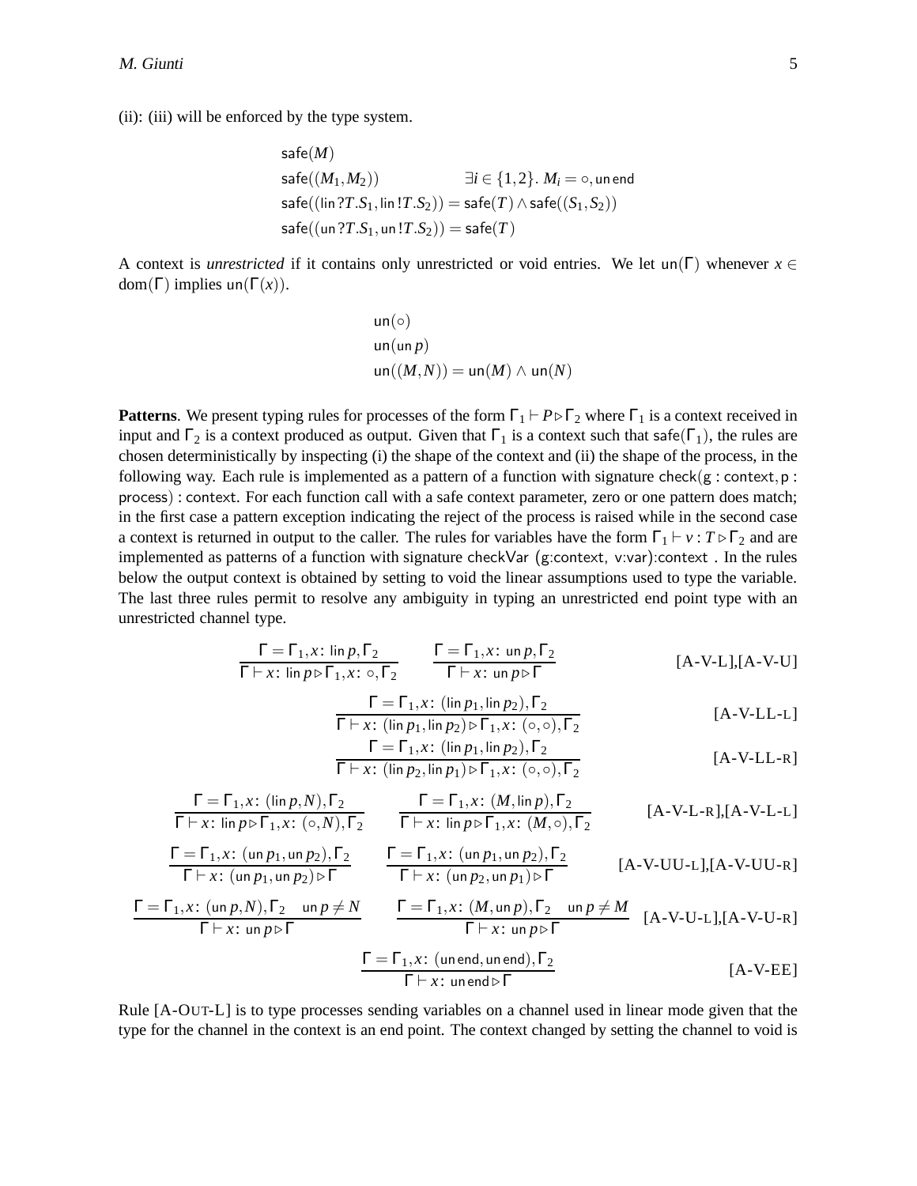(ii): (iii) will be enforced by the type system.

$$
\begin{array}{ll}
\mathsf{safe}(M) & \\
\mathsf{safe}((M_1, M_2)) & \exists i \in \{1,2\}.\ M_i = \circ, \mathsf{un\,end} \\
\mathsf{safe}((\mathsf{lin}\,?T.S_1, \mathsf{lin}\,!T.S_2)) = \mathsf{safe}(T) \wedge \mathsf{safe}((S_1, S_2)) & \\
\mathsf{safe}((\mathsf{un}\,?T.S_1, \mathsf{un}\,!T.S_2)) = \mathsf{safe}(T) &
\end{array}
$$

A context is *unrestricted* if it contains only unrestricted or void entries. We let $\mathsf{un}(\Gamma)$ whenever $x \in \mathrm{dom}(\Gamma)$ implies $\mathsf{un}(\Gamma(x))$.

$$
\begin{array}{l}
\mathsf{un}(\circ) \\
\mathsf{un}(\mathsf{un}\,p) \\
\mathsf{un}((M,N)) = \mathsf{un}(M) \wedge \mathsf{un}(N)
\end{array}
$$

**Patterns**. We present typing rules for processes of the form $\Gamma_1 \vdash P \triangleright \Gamma_2$ where $\Gamma_1$ is a context received in input and $\Gamma_2$ is a context produced as output. Given that $\Gamma_1$ is a context such that $\mathsf{safe}(\Gamma_1)$, the rules are chosen deterministically by inspecting (i) the shape of the context and (ii) the shape of the process, in the following way. Each rule is implemented as a pattern of a function with signature check(g : context, p : process) : context. For each function call with a safe context parameter, zero or one pattern does match; in the first case a pattern exception indicating the reject of the process is raised while in the second case a context is returned in output to the caller. The rules for variables have the form $\Gamma_1 \vdash v : T \triangleright \Gamma_2$ and are implemented as patterns of a function with signature checkVar (g:context, v:var):context . In the rules below the output context is obtained by setting to void the linear assumptions used to type the variable. The last three rules permit to resolve any ambiguity in typing an unrestricted end point type with an unrestricted channel type.

$$
\frac{\Gamma = \Gamma_1, x\colon \mathsf{lin}\,p, \Gamma_2}{\Gamma \vdash x\colon \mathsf{lin}\,p \triangleright \Gamma_1, x\colon \circ, \Gamma_2}
\qquad
\frac{\Gamma = \Gamma_1, x\colon \mathsf{un}\,p, \Gamma_2}{\Gamma \vdash x\colon \mathsf{un}\,p \triangleright \Gamma}
\qquad \text{[A-V-L],[A-V-U]}
$$

$$
\frac{\Gamma = \Gamma_1, x\colon (\mathsf{lin}\,p_1, \mathsf{lin}\,p_2), \Gamma_2}{\Gamma \vdash x\colon (\mathsf{lin}\,p_1, \mathsf{lin}\,p_2) \triangleright \Gamma_1, x\colon (\circ,\circ), \Gamma_2}
\qquad \text{[A-V-LL-L]}
$$

$$
\frac{\Gamma = \Gamma_1, x\colon (\mathsf{lin}\,p_1, \mathsf{lin}\,p_2), \Gamma_2}{\Gamma \vdash x\colon (\mathsf{lin}\,p_2, \mathsf{lin}\,p_1) \triangleright \Gamma_1, x\colon (\circ,\circ), \Gamma_2}
\qquad \text{[A-V-LL-R]}
$$

$$
\frac{\Gamma = \Gamma_1, x\colon (\mathsf{lin}\,p, N), \Gamma_2}{\Gamma \vdash x\colon \mathsf{lin}\,p \triangleright \Gamma_1, x\colon (\circ, N), \Gamma_2}
\qquad
\frac{\Gamma = \Gamma_1, x\colon (M, \mathsf{lin}\,p), \Gamma_2}{\Gamma \vdash x\colon \mathsf{lin}\,p \triangleright \Gamma_1, x\colon (M, \circ), \Gamma_2}
\qquad \text{[A-V-L-R],[A-V-L-L]}
$$

$$
\frac{\Gamma = \Gamma_1, x\colon (\mathsf{un}\,p_1, \mathsf{un}\,p_2), \Gamma_2}{\Gamma \vdash x\colon (\mathsf{un}\,p_1, \mathsf{un}\,p_2) \triangleright \Gamma}
\qquad
\frac{\Gamma = \Gamma_1, x\colon (\mathsf{un}\,p_1, \mathsf{un}\,p_2), \Gamma_2}{\Gamma \vdash x\colon (\mathsf{un}\,p_2, \mathsf{un}\,p_1) \triangleright \Gamma}
\qquad \text{[A-V-UU-L],[A-V-UU-R]}
$$

$$
\frac{\Gamma = \Gamma_1, x\colon (\mathsf{un}\,p, N), \Gamma_2 \quad \mathsf{un}\,p \neq N}{\Gamma \vdash x\colon \mathsf{un}\,p \triangleright \Gamma}
\qquad
\frac{\Gamma = \Gamma_1, x\colon (M, \mathsf{un}\,p), \Gamma_2 \quad \mathsf{un}\,p \neq M}{\Gamma \vdash x\colon \mathsf{un}\,p \triangleright \Gamma}
\qquad \text{[A-V-U-L],[A-V-U-R]}
$$

$$
\frac{\Gamma = \Gamma_1, x\colon (\mathsf{un\,end}, \mathsf{un\,end}), \Gamma_2}{\Gamma \vdash x\colon \mathsf{un\,end} \triangleright \Gamma}
\qquad \text{[A-V-EE]}
$$

Rule [A-OUT-L] is to type processes sending variables on a channel used in linear mode given that the type for the channel in the context is an end point. The context changed by setting the channel to void is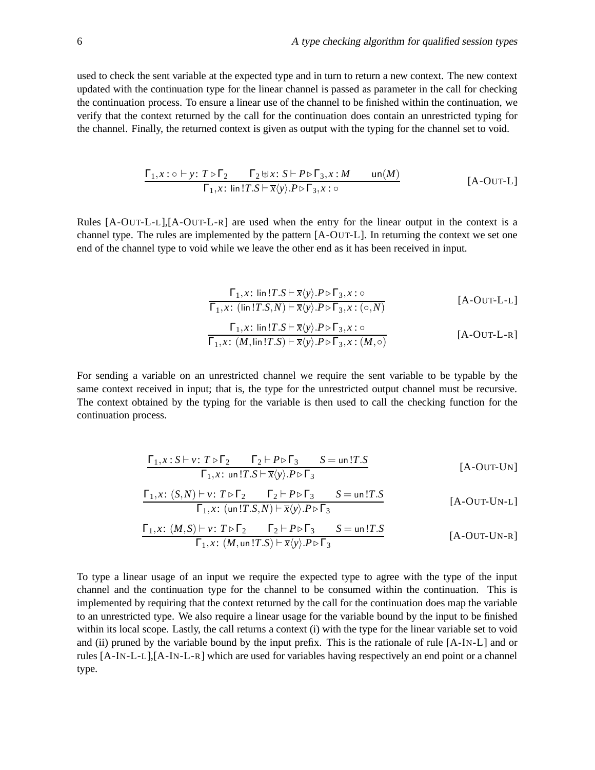used to check the sent variable at the expected type and in turn to return a new context. The new context updated with the continuation type for the linear channel is passed as parameter in the call for checking the continuation process. To ensure a linear use of the channel to be finished within the continuation, we verify that the context returned by the call for the continuation does contain an unrestricted typing for the channel. Finally, the returned context is given as output with the typing for the channel set to void.

$$\frac{\Gamma_1, x : \circ \vdash y \colon T \triangleright \Gamma_2 \qquad \Gamma_2 \uplus x \colon S \vdash P \triangleright \Gamma_3, x : M \qquad \mathsf{un}(M)}{\Gamma_1, x \colon \mathsf{lin}\,!T.S \vdash \overline{x}\langle y \rangle.P \triangleright \Gamma_3, x : \circ} \qquad \text{[A-OUT-L]}$$

Rules [A-OUT-L-L],[A-OUT-L-R] are used when the entry for the linear output in the context is a channel type. The rules are implemented by the pattern [A-OUT-L]. In returning the context we set one end of the channel type to void while we leave the other end as it has been received in input.

$$\frac{\Gamma_1, x \colon \mathsf{lin}\,!T.S \vdash \overline{x}\langle y \rangle.P \triangleright \Gamma_3, x : \circ}{\Gamma_1, x \colon (\mathsf{lin}\,!T.S, N) \vdash \overline{x}\langle y \rangle.P \triangleright \Gamma_3, x : (\circ, N)} \qquad \text{[A-OUT-L-L]}$$

$$\frac{\Gamma_1, x \colon \mathsf{lin}\,!T.S \vdash \overline{x}\langle y \rangle.P \triangleright \Gamma_3, x : \circ}{\Gamma_1, x \colon (M, \mathsf{lin}\,!T.S) \vdash \overline{x}\langle y \rangle.P \triangleright \Gamma_3, x : (M, \circ)} \qquad \text{[A-OUT-L-R]}$$

For sending a variable on an unrestricted channel we require the sent variable to be typable by the same context received in input; that is, the type for the unrestricted output channel must be recursive. The context obtained by the typing for the variable is then used to call the checking function for the continuation process.

$$\frac{\Gamma_1, x : S \vdash v \colon T \triangleright \Gamma_2 \qquad \Gamma_2 \vdash P \triangleright \Gamma_3 \qquad S = \mathsf{un}\,!T.S}{\Gamma_1, x \colon \mathsf{un}\,!T.S \vdash \overline{x}\langle y \rangle.P \triangleright \Gamma_3} \qquad \text{[A-OUT-UN]}$$

$$\frac{\Gamma_1, x \colon (S, N) \vdash v \colon T \triangleright \Gamma_2 \qquad \Gamma_2 \vdash P \triangleright \Gamma_3 \qquad S = \mathsf{un}\,!T.S}{\Gamma_1, x \colon (\mathsf{un}\,!T.S, N) \vdash \overline{x}\langle y \rangle.P \triangleright \Gamma_3} \qquad \text{[A-OUT-UN-L]}$$

$$\frac{\Gamma_1, x \colon (M, S) \vdash v \colon T \triangleright \Gamma_2 \qquad \Gamma_2 \vdash P \triangleright \Gamma_3 \qquad S = \mathsf{un}\,!T.S}{\Gamma_1, x \colon (M, \mathsf{un}\,!T.S) \vdash \overline{x}\langle y \rangle.P \triangleright \Gamma_3} \qquad \text{[A-OUT-UN-R]}$$

To type a linear usage of an input we require the expected type to agree with the type of the input channel and the continuation type for the channel to be consumed within the continuation. This is implemented by requiring that the context returned by the call for the continuation does map the variable to an unrestricted type. We also require a linear usage for the variable bound by the input to be finished within its local scope. Lastly, the call returns a context (i) with the type for the linear variable set to void and (ii) pruned by the variable bound by the input prefix. This is the rationale of rule [A-IN-L] and or rules [A-IN-L-L],[A-IN-L-R] which are used for variables having respectively an end point or a channel type.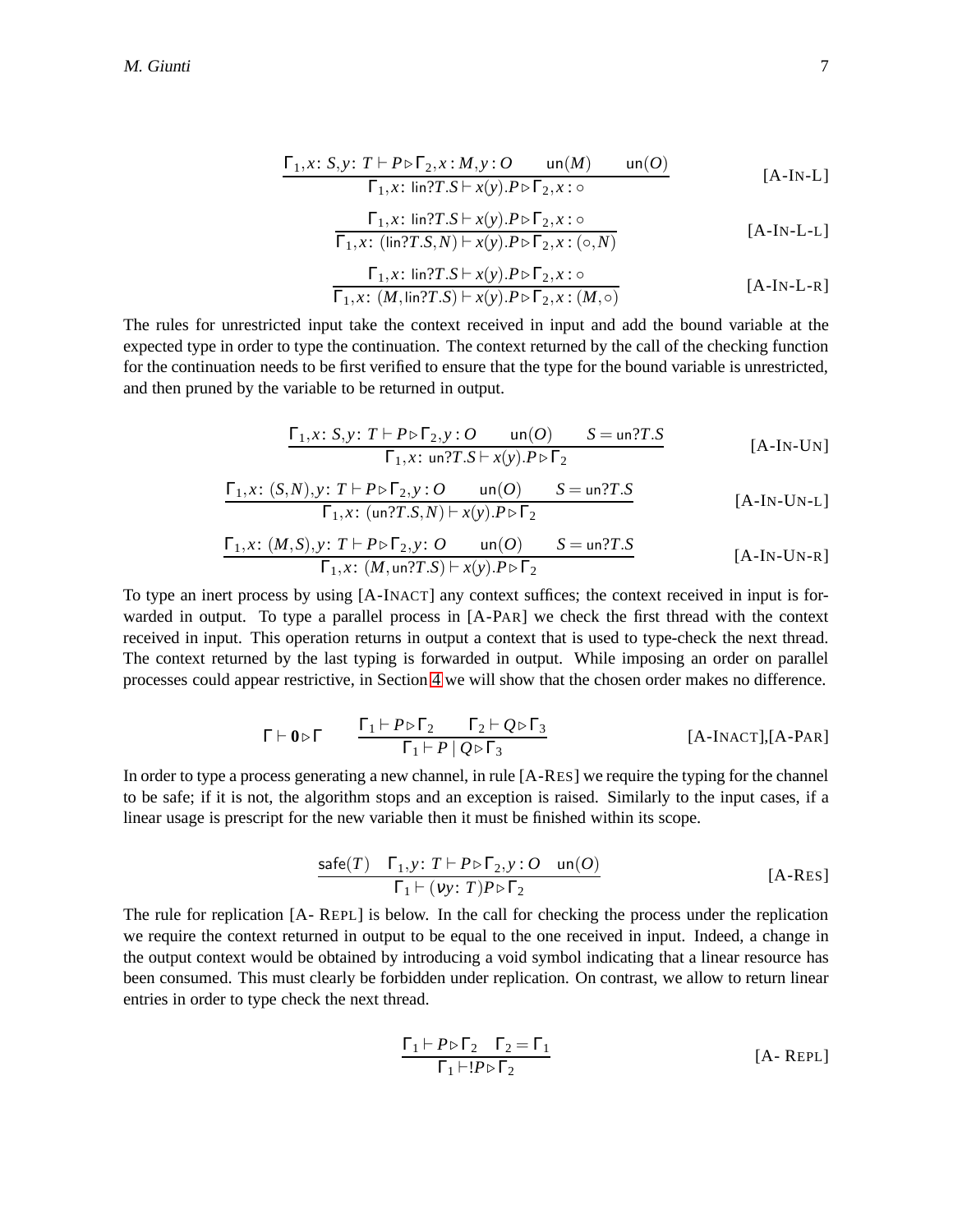$$\frac{\Gamma_1, x\colon S, y\colon T \vdash P \triangleright \Gamma_2, x : M, y : O \qquad \mathsf{un}(M) \qquad \mathsf{un}(O)}{\Gamma_1, x\colon \mathsf{lin}?T.S \vdash x(y).P \triangleright \Gamma_2, x : \circ} \qquad \text{[A-IN-L]}$$

$$\frac{\Gamma_1, x\colon \mathsf{lin}?T.S \vdash x(y).P \triangleright \Gamma_2, x : \circ}{\Gamma_1, x\colon (\mathsf{lin}?T.S, N) \vdash x(y).P \triangleright \Gamma_2, x : (\circ, N)} \qquad \text{[A-IN-L-L]}$$

$$\frac{\Gamma_1, x\colon \mathsf{lin}?T.S \vdash x(y).P \triangleright \Gamma_2, x : \circ}{\Gamma_1, x\colon (M, \mathsf{lin}?T.S) \vdash x(y).P \triangleright \Gamma_2, x : (M, \circ)} \qquad \text{[A-IN-L-R]}$$

The rules for unrestricted input take the context received in input and add the bound variable at the expected type in order to type the continuation. The context returned by the call of the checking function for the continuation needs to be first verified to ensure that the type for the bound variable is unrestricted, and then pruned by the variable to be returned in output.

$$\frac{\Gamma_1, x\colon S, y\colon T \vdash P \triangleright \Gamma_2, y : O \qquad \mathsf{un}(O) \qquad S = \mathsf{un}?T.S}{\Gamma_1, x\colon \mathsf{un}?T.S \vdash x(y).P \triangleright \Gamma_2} \qquad \text{[A-IN-UN]}$$

$$\frac{\Gamma_1, x\colon (S, N), y\colon T \vdash P \triangleright \Gamma_2, y : O \qquad \mathsf{un}(O) \qquad S = \mathsf{un}?T.S}{\Gamma_1, x\colon (\mathsf{un}?T.S, N) \vdash x(y).P \triangleright \Gamma_2} \qquad \text{[A-IN-UN-L]}$$

$$\frac{\Gamma_1, x\colon (M, S), y\colon T \vdash P \triangleright \Gamma_2, y\colon O \qquad \mathsf{un}(O) \qquad S = \mathsf{un}?T.S}{\Gamma_1, x\colon (M, \mathsf{un}?T.S) \vdash x(y).P \triangleright \Gamma_2} \qquad \text{[A-IN-UN-R]}$$

To type an inert process by using [A-INACT] any context suffices; the context received in input is forwarded in output. To type a parallel process in [A-PAR] we check the first thread with the context received in input. This operation returns in output a context that is used to type-check the next thread. The context returned by the last typing is forwarded in output. While imposing an order on parallel processes could appear restrictive, in Section 4 we will show that the chosen order makes no difference.

$$\Gamma \vdash \mathbf{0} \triangleright \Gamma \qquad \frac{\Gamma_1 \vdash P \triangleright \Gamma_2 \qquad \Gamma_2 \vdash Q \triangleright \Gamma_3}{\Gamma_1 \vdash P \mid Q \triangleright \Gamma_3} \qquad \text{[A-INACT],[A-PAR]}$$

In order to type a process generating a new channel, in rule [A-RES] we require the typing for the channel to be safe; if it is not, the algorithm stops and an exception is raised. Similarly to the input cases, if a linear usage is prescript for the new variable then it must be finished within its scope.

$$\frac{\mathsf{safe}(T) \quad \Gamma_1, y\colon T \vdash P \triangleright \Gamma_2, y : O \quad \mathsf{un}(O)}{\Gamma_1 \vdash (\nu y\colon T)P \triangleright \Gamma_2} \qquad \text{[A-RES]}$$

The rule for replication [A- REPL] is below. In the call for checking the process under the replication we require the context returned in output to be equal to the one received in input. Indeed, a change in the output context would be obtained by introducing a void symbol indicating that a linear resource has been consumed. This must clearly be forbidden under replication. On contrast, we allow to return linear entries in order to type check the next thread.

$$\frac{\Gamma_1 \vdash P \triangleright \Gamma_2 \quad \Gamma_2 = \Gamma_1}{\Gamma_1 \vdash !P \triangleright \Gamma_2} \qquad \text{[A- REPL]}$$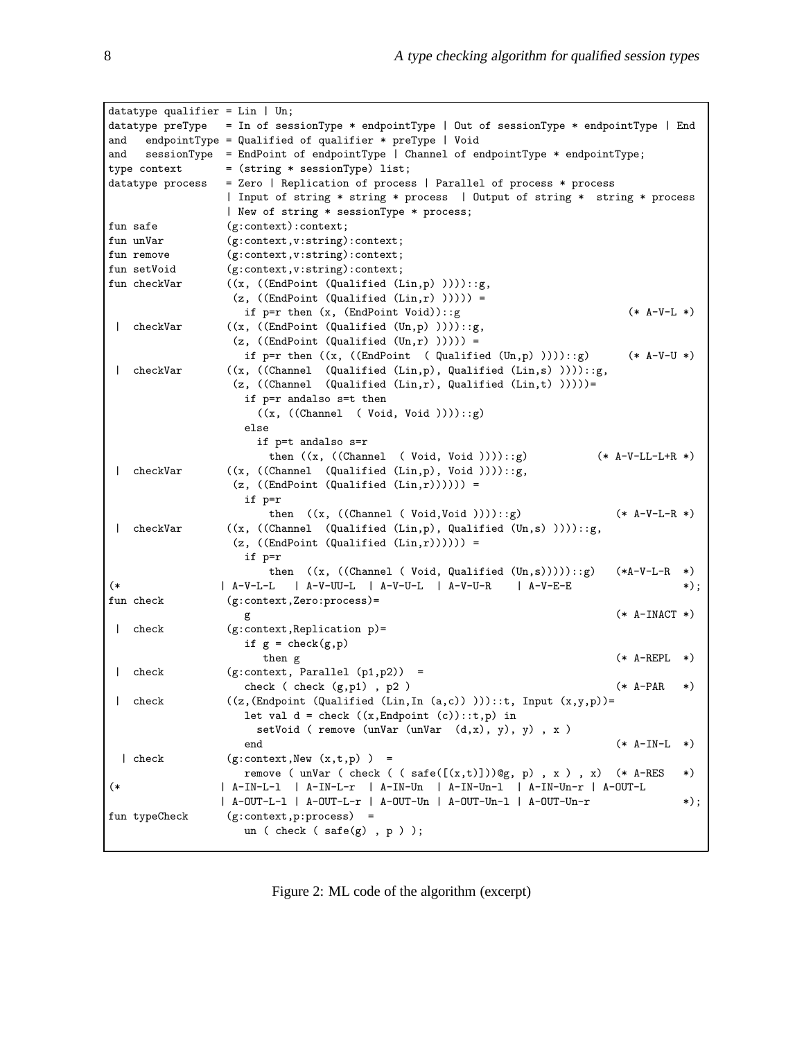```
datatype qualifier = Lin | Un;
datatype preType   = In of sessionType * endpointType | Out of sessionType * endpointType | End
and    endpointType = Qualified of qualifier * preType | Void
and    sessionType  = EndPoint of endpointType | Channel of endpointType * endpointType;
type context       = (string * sessionType) list;
datatype process   = Zero | Replication of process | Parallel of process * process
                   | Input of string * string * process  | Output of string *  string * process
                   | New of string * sessionType * process;
fun safe           (g:context):context;
fun unVar          (g:context,v:string):context;
fun remove         (g:context,v:string):context;
fun setVoid        (g:context,v:string):context;
fun checkVar       ((x, ((EndPoint (Qualified (Lin,p) ))))::g,
                    (z, ((EndPoint (Qualified (Lin,r) ))))) =
                      if p=r then (x, (EndPoint Void))::g                          (* A-V-L *)
 |  checkVar       ((x, ((EndPoint (Qualified (Un,p) ))))::g,
                    (z, ((EndPoint (Qualified (Un,r) ))))) =
                      if p=r then ((x, ((EndPoint  ( Qualified (Un,p) ))))::g)      (* A-V-U *)
 |  checkVar       ((x, ((Channel  (Qualified (Lin,p), Qualified (Lin,s) ))))::g,
                    (z, ((Channel  (Qualified (Lin,r), Qualified (Lin,t) )))))=
                      if p=r andalso s=t then
                        ((x, ((Channel  ( Void, Void ))))::g)
                      else
                        if p=t andalso s=r
                          then ((x, ((Channel  ( Void, Void ))))::g)           (* A-V-LL-L+R *)
 |  checkVar       ((x, ((Channel  (Qualified (Lin,p), Void ))))::g,
                    (z, ((EndPoint (Qualified (Lin,r)))))) =
                      if p=r
                          then  ((x, ((Channel ( Void,Void ))))::g)               (* A-V-L-R *)
 |  checkVar       ((x, ((Channel  (Qualified (Lin,p), Qualified (Un,s) ))))::g,
                    (z, ((EndPoint (Qualified (Lin,r)))))) =
                      if p=r
                          then  ((x, ((Channel ( Void, Qualified (Un,s)))))::g)   (*A-V-L-R  *)
(*                | A-V-L-L   | A-V-UU-L  | A-V-U-L  | A-V-U-R    | A-V-E-E                 *);
fun check          (g:context,Zero:process)=
                      g                                                           (* A-INACT *)
 |  check          (g:context,Replication p)=
                      if g = check(g,p)
                         then g                                                   (* A-REPL  *)
 |  check          (g:context, Parallel (p1,p2))  =
                      check ( check (g,p1) , p2 )                                 (* A-PAR   *)
 |  check          ((z,(Endpoint (Qualified (Lin,In (a,c)) )))::t, Input (x,y,p))=
                      let val d = check ((x,Endpoint (c))::t,p) in
                        setVoid ( remove (unVar (unVar  (d,x), y), y) , x )
                      end                                                         (* A-IN-L  *)
  | check          (g:context,New (x,t,p) )  =
                      remove ( unVar ( check ( ( safe([(x,t)])@g, p) , x ) , x)  (* A-RES   *)
(*                | A-IN-L-l  | A-IN-L-r  | A-IN-Un   | A-IN-Un-l  | A-IN-Un-r | A-OUT-L
                  | A-OUT-L-l | A-OUT-L-r | A-OUT-Un | A-OUT-Un-l | A-OUT-Un-r            *);
fun typeCheck      (g:context,p:process)  =
                      un ( check ( safe(g) , p ) );
```

Figure 2: ML code of the algorithm (excerpt)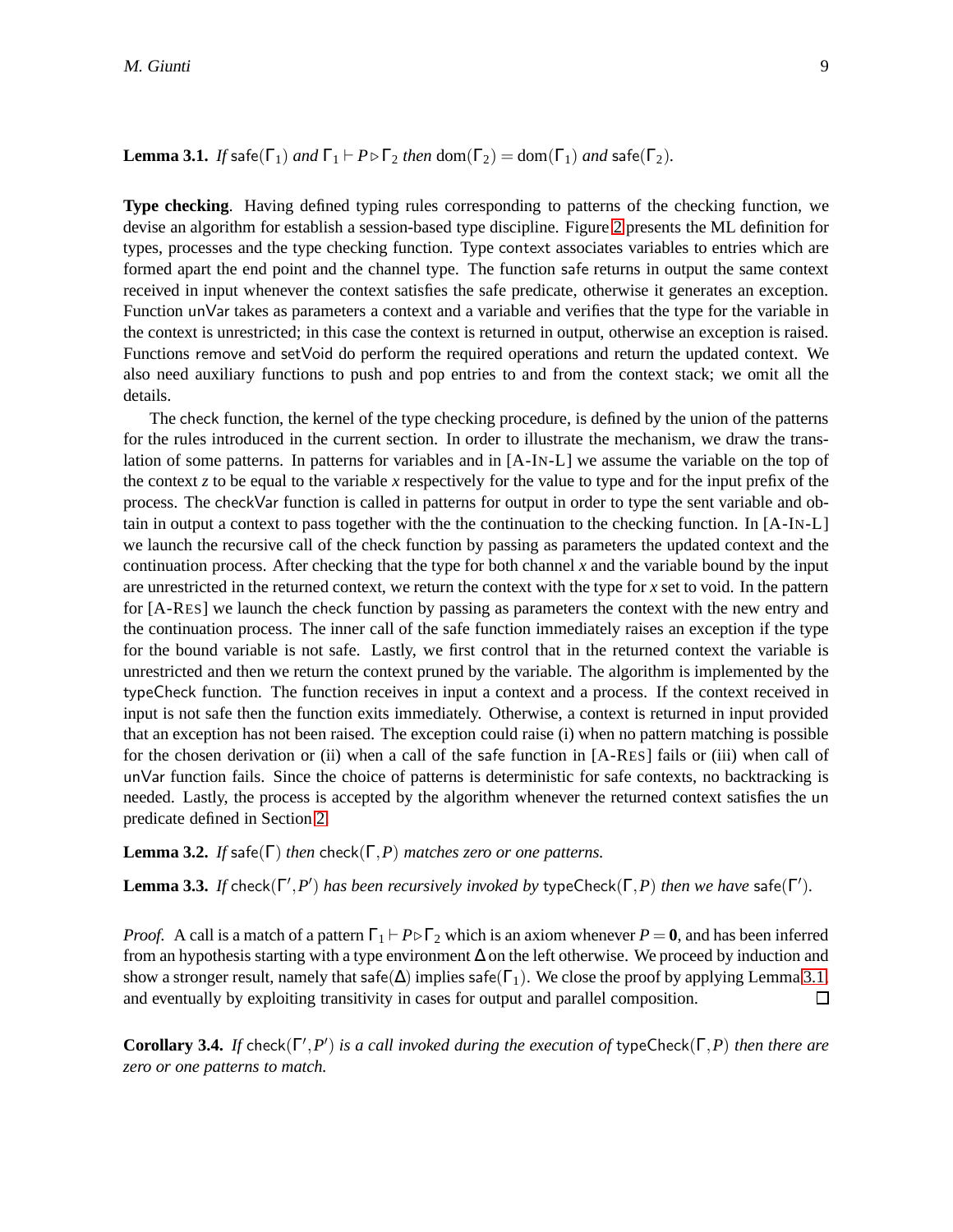**Lemma 3.1.** *If* $\mathsf{safe}(\Gamma_1)$ *and* $\Gamma_1 \vdash P \triangleright \Gamma_2$ *then* $\mathrm{dom}(\Gamma_2) = \mathrm{dom}(\Gamma_1)$ *and* $\mathsf{safe}(\Gamma_2)$.

**Type checking**. Having defined typing rules corresponding to patterns of the checking function, we devise an algorithm for establish a session-based type discipline. Figure 2 presents the ML definition for types, processes and the type checking function. Type context associates variables to entries which are formed apart the end point and the channel type. The function safe returns in output the same context received in input whenever the context satisfies the safe predicate, otherwise it generates an exception. Function unVar takes as parameters a context and a variable and verifies that the type for the variable in the context is unrestricted; in this case the context is returned in output, otherwise an exception is raised. Functions remove and setVoid do perform the required operations and return the updated context. We also need auxiliary functions to push and pop entries to and from the context stack; we omit all the details.

The check function, the kernel of the type checking procedure, is defined by the union of the patterns for the rules introduced in the current section. In order to illustrate the mechanism, we draw the translation of some patterns. In patterns for variables and in [A-IN-L] we assume the variable on the top of the context $z$ to be equal to the variable $x$ respectively for the value to type and for the input prefix of the process. The checkVar function is called in patterns for output in order to type the sent variable and obtain in output a context to pass together with the the continuation to the checking function. In [A-IN-L] we launch the recursive call of the check function by passing as parameters the updated context and the continuation process. After checking that the type for both channel $x$ and the variable bound by the input are unrestricted in the returned context, we return the context with the type for $x$ set to void. In the pattern for [A-RES] we launch the check function by passing as parameters the context with the new entry and the continuation process. The inner call of the safe function immediately raises an exception if the type for the bound variable is not safe. Lastly, we first control that in the returned context the variable is unrestricted and then we return the context pruned by the variable. The algorithm is implemented by the typeCheck function. The function receives in input a context and a process. If the context received in input is not safe then the function exits immediately. Otherwise, a context is returned in input provided that an exception has not been raised. The exception could raise (i) when no pattern matching is possible for the chosen derivation or (ii) when a call of the safe function in [A-RES] fails or (iii) when call of unVar function fails. Since the choice of patterns is deterministic for safe contexts, no backtracking is needed. Lastly, the process is accepted by the algorithm whenever the returned context satisfies the un predicate defined in Section 2.

**Lemma 3.2.** *If* $\mathsf{safe}(\Gamma)$ *then* $\mathsf{check}(\Gamma, P)$ *matches zero or one patterns.*

**Lemma 3.3.** *If* $\mathsf{check}(\Gamma', P')$ *has been recursively invoked by* $\mathsf{typeCheck}(\Gamma, P)$ *then we have* $\mathsf{safe}(\Gamma')$.

*Proof.* A call is a match of a pattern $\Gamma_1 \vdash P \triangleright \Gamma_2$ which is an axiom whenever $P = \mathbf{0}$, and has been inferred from an hypothesis starting with a type environment $\Delta$ on the left otherwise. We proceed by induction and show a stronger result, namely that $\mathsf{safe}(\Delta)$ implies $\mathsf{safe}(\Gamma_1)$. We close the proof by applying Lemma 3.1, and eventually by exploiting transitivity in cases for output and parallel composition. $\square$

**Corollary 3.4.** *If* $\mathsf{check}(\Gamma', P')$ *is a call invoked during the execution of* $\mathsf{typeCheck}(\Gamma, P)$ *then there are zero or one patterns to match.*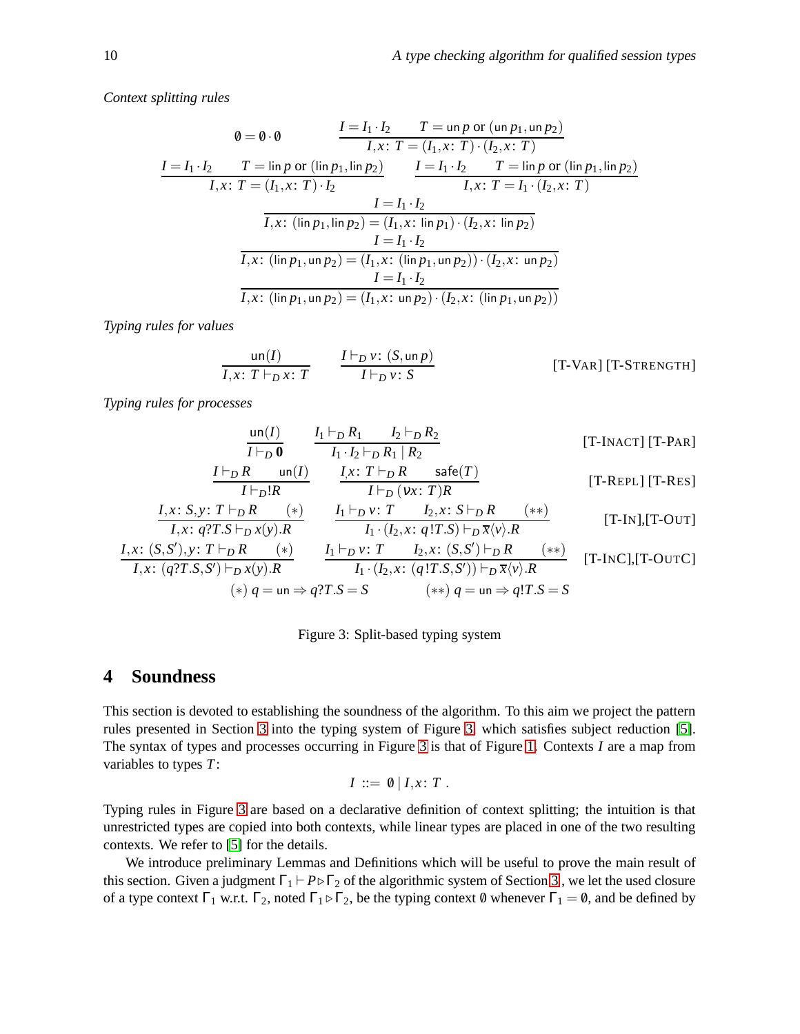*Context splitting rules*

$$\emptyset = \emptyset \cdot \emptyset \qquad \frac{I = I_1 \cdot I_2 \qquad T = \mathsf{un}\, p \text{ or } (\mathsf{un}\, p_1, \mathsf{un}\, p_2)}{I, x\colon T = (I_1, x\colon T) \cdot (I_2, x\colon T)}$$

$$\frac{I = I_1 \cdot I_2 \qquad T = \mathsf{lin}\, p \text{ or } (\mathsf{lin}\, p_1, \mathsf{lin}\, p_2)}{I, x\colon T = (I_1, x\colon T) \cdot I_2} \qquad \frac{I = I_1 \cdot I_2 \qquad T = \mathsf{lin}\, p \text{ or } (\mathsf{lin}\, p_1, \mathsf{lin}\, p_2)}{I, x\colon T = I_1 \cdot (I_2, x\colon T)}$$

$$\frac{I = I_1 \cdot I_2}{I, x\colon (\mathsf{lin}\, p_1, \mathsf{lin}\, p_2) = (I_1, x\colon \mathsf{lin}\, p_1) \cdot (I_2, x\colon \mathsf{lin}\, p_2)}$$

$$\frac{I = I_1 \cdot I_2}{I, x\colon (\mathsf{lin}\, p_1, \mathsf{un}\, p_2) = (I_1, x\colon (\mathsf{lin}\, p_1, \mathsf{un}\, p_2)) \cdot (I_2, x\colon \mathsf{un}\, p_2)}$$

$$\frac{I = I_1 \cdot I_2}{I, x\colon (\mathsf{lin}\, p_1, \mathsf{un}\, p_2) = (I_1, x\colon \mathsf{un}\, p_2) \cdot (I_2, x\colon (\mathsf{lin}\, p_1, \mathsf{un}\, p_2))}$$

*Typing rules for values*

$$\frac{\mathsf{un}(I)}{I, x\colon T \vdash_D x\colon T} \qquad \frac{I \vdash_D v\colon (S, \mathsf{un}\, p)}{I \vdash_D v\colon S} \qquad \text{[T-VAR] [T-STRENGTH]}$$

*Typing rules for processes*

$$\frac{\mathsf{un}(I)}{I \vdash_D \mathbf{0}} \qquad \frac{I_1 \vdash_D R_1 \qquad I_2 \vdash_D R_2}{I_1 \cdot I_2 \vdash_D R_1 \mid R_2} \qquad \text{[T-INACT] [T-PAR]}$$

$$\frac{I \vdash_D R \qquad \mathsf{un}(I)}{I \vdash_D !R} \qquad \frac{I, x\colon T \vdash_D R \qquad \mathsf{safe}(T)}{I \vdash_D (\nu x\colon T)R} \qquad \text{[T-REPL] [T-RES]}$$

$$\frac{I, x\colon S, y\colon T \vdash_D R \qquad (*)}{I, x\colon q?T.S \vdash_D x(y).R} \qquad \frac{I_1 \vdash_D v\colon T \qquad I_2, x\colon S \vdash_D R \qquad (**)}{I_1 \cdot (I_2, x\colon q!T.S) \vdash_D \overline{x}\langle v\rangle.R} \qquad \text{[T-IN],[T-OUT]}$$

$$\frac{I, x\colon (S, S'), y\colon T \vdash_D R \qquad (*)}{I, x\colon (q?T.S, S') \vdash_D x(y).R} \qquad \frac{I_1 \vdash_D v\colon T \qquad I_2, x\colon (S, S') \vdash_D R \qquad (**)}{I_1 \cdot (I_2, x\colon (q!T.S, S')) \vdash_D \overline{x}\langle v\rangle.R} \qquad \text{[T-INC],[T-OUTC]}$$

$$(*)\ q = \mathsf{un} \Rightarrow q?T.S = S \qquad\qquad (**)\ q = \mathsf{un} \Rightarrow q!T.S = S$$

Figure 3: Split-based typing system

## 4 Soundness

This section is devoted to establishing the soundness of the algorithm. To this aim we project the pattern rules presented in Section 3 into the typing system of Figure 3, which satisfies subject reduction [5]. The syntax of types and processes occurring in Figure 3 is that of Figure 1. Contexts $I$ are a map from variables to types $T$:

$$I \ ::= \ \emptyset \mid I, x\colon T \ .$$

Typing rules in Figure 3 are based on a declarative definition of context splitting; the intuition is that unrestricted types are copied into both contexts, while linear types are placed in one of the two resulting contexts. We refer to [5] for the details.

We introduce preliminary Lemmas and Definitions which will be useful to prove the main result of this section. Given a judgment $\Gamma_1 \vdash P \triangleright \Gamma_2$ of the algorithmic system of Section 3, we let the used closure of a type context $\Gamma_1$ w.r.t. $\Gamma_2$, noted $\Gamma_1 \triangleright \Gamma_2$, be the typing context $\emptyset$ whenever $\Gamma_1 = \emptyset$, and be defined by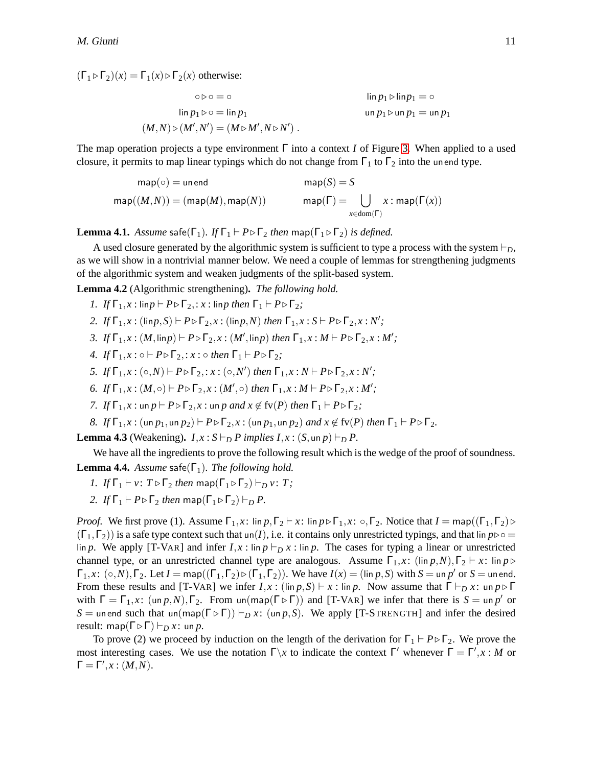$(\Gamma_1 \triangleright \Gamma_2)(x) = \Gamma_1(x) \triangleright \Gamma_2(x)$ otherwise:

$$\circ \triangleright \circ = \circ \qquad\qquad \mathsf{lin}\, p_1 \triangleright \mathsf{lin} p_1 = \circ$$

$$\mathsf{lin}\, p_1 \triangleright \circ = \mathsf{lin}\, p_1 \qquad\qquad \mathsf{un}\, p_1 \triangleright \mathsf{un}\, p_1 = \mathsf{un}\, p_1$$

$$(M,N) \triangleright (M',N') = (M \triangleright M', N \triangleright N')\ .$$

The map operation projects a type environment $\Gamma$ into a context $I$ of Figure 3. When applied to a used closure, it permits to map linear typings which do not change from $\Gamma_1$ to $\Gamma_2$ into the $\mathsf{un\,end}$ type.

$$\mathsf{map}(\circ) = \mathsf{un\,end} \qquad\qquad \mathsf{map}(S) = S$$

$$\mathsf{map}((M,N)) = (\mathsf{map}(M), \mathsf{map}(N)) \qquad\qquad \mathsf{map}(\Gamma) = \bigcup_{x \in \mathrm{dom}(\Gamma)} x : \mathsf{map}(\Gamma(x))$$

**Lemma 4.1.** *Assume* $\mathsf{safe}(\Gamma_1)$*. If* $\Gamma_1 \vdash P \triangleright \Gamma_2$ *then* $\mathsf{map}(\Gamma_1 \triangleright \Gamma_2)$ *is defined.*

A used closure generated by the algorithmic system is sufficient to type a process with the system $\vdash_D$, as we will show in a nontrivial manner below. We need a couple of lemmas for strengthening judgments of the algorithmic system and weaken judgments of the split-based system.

**Lemma 4.2** (Algorithmic strengthening)**.** *The following hold.*

1. *If* $\Gamma_1, x : \mathsf{lin} p \vdash P \triangleright \Gamma_2, : x : \mathsf{lin} p$ *then* $\Gamma_1 \vdash P \triangleright \Gamma_2$*;*
2. *If* $\Gamma_1, x : (\mathsf{lin} p, S) \vdash P \triangleright \Gamma_2, x : (\mathsf{lin} p, N)$ *then* $\Gamma_1, x : S \vdash P \triangleright \Gamma_2, x : N'$*;*
3. *If* $\Gamma_1, x : (M, \mathsf{lin} p) \vdash P \triangleright \Gamma_2, x : (M', \mathsf{lin} p)$ *then* $\Gamma_1, x : M \vdash P \triangleright \Gamma_2, x : M'$*;*
4. *If* $\Gamma_1, x : \circ \vdash P \triangleright \Gamma_2, : x : \circ$ *then* $\Gamma_1 \vdash P \triangleright \Gamma_2$*;*
5. *If* $\Gamma_1, x : (\circ, N) \vdash P \triangleright \Gamma_2, : x : (\circ, N')$ *then* $\Gamma_1, x : N \vdash P \triangleright \Gamma_2, x : N'$*;*
6. *If* $\Gamma_1, x : (M, \circ) \vdash P \triangleright \Gamma_2, x : (M', \circ)$ *then* $\Gamma_1, x : M \vdash P \triangleright \Gamma_2, x : M'$*;*
7. *If* $\Gamma_1, x : \mathsf{un}\, p \vdash P \triangleright \Gamma_2, x : \mathsf{un}\, p$ *and* $x \notin \mathrm{fv}(P)$ *then* $\Gamma_1 \vdash P \triangleright \Gamma_2$*;*
8. *If* $\Gamma_1, x : (\mathsf{un}\, p_1, \mathsf{un}\, p_2) \vdash P \triangleright \Gamma_2, x : (\mathsf{un}\, p_1, \mathsf{un}\, p_2)$ *and* $x \notin \mathrm{fv}(P)$ *then* $\Gamma_1 \vdash P \triangleright \Gamma_2$*.*

**Lemma 4.3** (Weakening)**.** $I, x : S \vdash_D P$ *implies* $I, x : (S, \mathsf{un}\, p) \vdash_D P$*.*

We have all the ingredients to prove the following result which is the wedge of the proof of soundness.

**Lemma 4.4.** *Assume* $\mathsf{safe}(\Gamma_1)$*. The following hold.*

1. *If* $\Gamma_1 \vdash v\colon T \triangleright \Gamma_2$ *then* $\mathsf{map}(\Gamma_1 \triangleright \Gamma_2) \vdash_D v\colon T$*;*
2. *If* $\Gamma_1 \vdash P \triangleright \Gamma_2$ *then* $\mathsf{map}(\Gamma_1 \triangleright \Gamma_2) \vdash_D P$*.*

*Proof.* We first prove (1). Assume $\Gamma_1, x\colon \mathsf{lin}\, p, \Gamma_2 \vdash x\colon \mathsf{lin}\, p \triangleright \Gamma_1, x\colon \circ, \Gamma_2$. Notice that $I = \mathsf{map}((\Gamma_1, \Gamma_2) \triangleright (\Gamma_1, \Gamma_2))$ is a safe type context such that $\mathsf{un}(I)$, i.e. it contains only unrestricted typings, and that $\mathsf{lin}\, p \triangleright \circ = \mathsf{lin}\, p$. We apply [T-VAR] and infer $I, x : \mathsf{lin}\, p \vdash_D x : \mathsf{lin}\, p$. The cases for typing a linear or unrestricted channel type, or an unrestricted channel type are analogous. Assume $\Gamma_1, x\colon (\mathsf{lin}\, p, N), \Gamma_2 \vdash x\colon \mathsf{lin}\, p \triangleright \Gamma_1, x\colon (\circ, N), \Gamma_2$. Let $I = \mathsf{map}((\Gamma_1, \Gamma_2) \triangleright (\Gamma_1, \Gamma_2))$. We have $I(x) = (\mathsf{lin}\, p, S)$ with $S = \mathsf{un}\, p'$ or $S = \mathsf{un\,end}$. From these results and [T-VAR] we infer $I, x : (\mathsf{lin}\, p, S) \vdash x : \mathsf{lin}\, p$. Now assume that $\Gamma \vdash_D x\colon \mathsf{un}\, p \triangleright \Gamma$ with $\Gamma = \Gamma_1, x\colon (\mathsf{un}\, p, N), \Gamma_2$. From $\mathsf{un}(\mathsf{map}(\Gamma \triangleright \Gamma))$ and [T-VAR] we infer that there is $S = \mathsf{un}\, p'$ or $S = \mathsf{un\,end}$ such that $\mathsf{un}(\mathsf{map}(\Gamma \triangleright \Gamma)) \vdash_D x\colon (\mathsf{un}\, p, S)$. We apply [T-STRENGTH] and infer the desired result: $\mathsf{map}(\Gamma \triangleright \Gamma) \vdash_D x\colon \mathsf{un}\, p$.

To prove (2) we proceed by induction on the length of the derivation for $\Gamma_1 \vdash P \triangleright \Gamma_2$. We prove the most interesting cases. We use the notation $\Gamma \backslash x$ to indicate the context $\Gamma'$ whenever $\Gamma = \Gamma', x : M$ or $\Gamma = \Gamma', x : (M, N)$.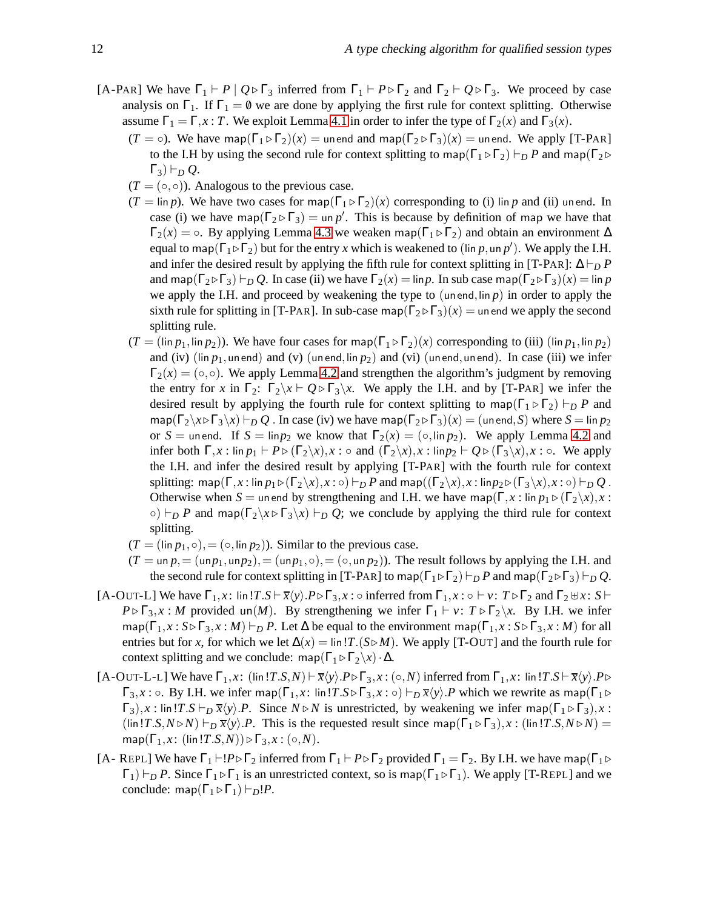- [A-Par] We have $\Gamma_1 \vdash P \mid Q \triangleright \Gamma_3$ inferred from $\Gamma_1 \vdash P \triangleright \Gamma_2$ and $\Gamma_2 \vdash Q \triangleright \Gamma_3$. We proceed by case analysis on $\Gamma_1$. If $\Gamma_1 = \emptyset$ we are done by applying the first rule for context splitting. Otherwise assume $\Gamma_1 = \Gamma, x : T$. We exploit Lemma 4.1 in order to infer the type of $\Gamma_2(x)$ and $\Gamma_3(x)$.
  - ($T = \circ$). We have $\mathsf{map}(\Gamma_1 \triangleright \Gamma_2)(x) = \mathsf{un\,end}$ and $\mathsf{map}(\Gamma_2 \triangleright \Gamma_3)(x) = \mathsf{un\,end}$. We apply [T-Par] to the I.H by using the second rule for context splitting to $\mathsf{map}(\Gamma_1 \triangleright \Gamma_2) \vdash_D P$ and $\mathsf{map}(\Gamma_2 \triangleright \Gamma_3) \vdash_D Q$.
  - ($T = (\circ, \circ)$). Analogous to the previous case.
  - ($T = \mathsf{lin}\, p$). We have two cases for $\mathsf{map}(\Gamma_1 \triangleright \Gamma_2)(x)$ corresponding to (i) $\mathsf{lin}\, p$ and (ii) $\mathsf{un\,end}$. In case (i) we have $\mathsf{map}(\Gamma_2 \triangleright \Gamma_3) = \mathsf{un}\, p'$. This is because by definition of map we have that $\Gamma_2(x) = \circ$. By applying Lemma 4.3 we weaken $\mathsf{map}(\Gamma_1 \triangleright \Gamma_2)$ and obtain an environment $\Delta$ equal to $\mathsf{map}(\Gamma_1 \triangleright \Gamma_2)$ but for the entry $x$ which is weakened to $(\mathsf{lin}\, p, \mathsf{un}\, p')$. We apply the I.H. and infer the desired result by applying the fifth rule for context splitting in [T-Par]: $\Delta \vdash_D P$ and $\mathsf{map}(\Gamma_2 \triangleright \Gamma_3) \vdash_D Q$. In case (ii) we have $\Gamma_2(x) = \mathsf{lin} p$. In sub case $\mathsf{map}(\Gamma_2 \triangleright \Gamma_3)(x) = \mathsf{lin}\, p$ we apply the I.H. and proceed by weakening the type to $(\mathsf{un\,end}, \mathsf{lin}\, p)$ in order to apply the sixth rule for splitting in [T-Par]. In sub-case $\mathsf{map}(\Gamma_2 \triangleright \Gamma_3)(x) = \mathsf{un\,end}$ we apply the second splitting rule.
  - ($T = (\mathsf{lin}\, p_1, \mathsf{lin}\, p_2)$). We have four cases for $\mathsf{map}(\Gamma_1 \triangleright \Gamma_2)(x)$ corresponding to (iii) $(\mathsf{lin}\, p_1, \mathsf{lin}\, p_2)$ and (iv) $(\mathsf{lin}\, p_1, \mathsf{un\,end})$ and (v) $(\mathsf{un\,end}, \mathsf{lin}\, p_2)$ and (vi) $(\mathsf{un\,end}, \mathsf{un\,end})$. In case (iii) we infer $\Gamma_2(x) = (\circ, \circ)$. We apply Lemma 4.2 and strengthen the algorithm's judgment by removing the entry for $x$ in $\Gamma_2$: $\Gamma_2 \backslash x \vdash Q \triangleright \Gamma_3 \backslash x$. We apply the I.H. and by [T-Par] we infer the desired result by applying the fourth rule for context splitting to $\mathsf{map}(\Gamma_1 \triangleright \Gamma_2) \vdash_D P$ and $\mathsf{map}(\Gamma_2 \backslash x \triangleright \Gamma_3 \backslash x) \vdash_D Q$ . In case (iv) we have $\mathsf{map}(\Gamma_2 \triangleright \Gamma_3)(x) = (\mathsf{un\,end}, S)$ where $S = \mathsf{lin}\, p_2$ or $S = \mathsf{un\,end}$. If $S = \mathsf{lin} p_2$ we know that $\Gamma_2(x) = (\circ, \mathsf{lin}\, p_2)$. We apply Lemma 4.2 and infer both $\Gamma, x : \mathsf{lin}\, p_1 \vdash P \triangleright (\Gamma_2 \backslash x), x : \circ$ and $(\Gamma_2 \backslash x), x : \mathsf{lin} p_2 \vdash Q \triangleright (\Gamma_3 \backslash x), x : \circ$. We apply the I.H. and infer the desired result by applying [T-Par] with the fourth rule for context splitting: $\mathsf{map}(\Gamma, x : \mathsf{lin}\, p_1 \triangleright (\Gamma_2 \backslash x), x : \circ) \vdash_D P$ and $\mathsf{map}((\Gamma_2 \backslash x), x : \mathsf{lin} p_2 \triangleright (\Gamma_3 \backslash x), x : \circ) \vdash_D Q$ . Otherwise when $S = \mathsf{un\,end}$ by strengthening and I.H. we have $\mathsf{map}(\Gamma, x : \mathsf{lin}\, p_1 \triangleright (\Gamma_2 \backslash x), x : \circ) \vdash_D P$ and $\mathsf{map}(\Gamma_2 \backslash x \triangleright \Gamma_3 \backslash x) \vdash_D Q$; we conclude by applying the third rule for context splitting.
  - ($T = (\mathsf{lin}\, p_1, \circ), = (\circ, \mathsf{lin}\, p_2)$). Similar to the previous case.
  - ($T = \mathsf{un}\, p, = (\mathsf{un} p_1, \mathsf{un} p_2), = (\mathsf{un} p_1, \circ), = (\circ, \mathsf{un}\, p_2)$). The result follows by applying the I.H. and the second rule for context splitting in [T-Par] to $\mathsf{map}(\Gamma_1 \triangleright \Gamma_2) \vdash_D P$ and $\mathsf{map}(\Gamma_2 \triangleright \Gamma_3) \vdash_D Q$.
- [A-Out-L] We have $\Gamma_1, x \colon \mathsf{lin}\,!T.S \vdash \overline{x}\langle y \rangle.P \triangleright \Gamma_3, x : \circ$ inferred from $\Gamma_1, x : \circ \vdash v \colon T \triangleright \Gamma_2$ and $\Gamma_2 \uplus x \colon S \vdash P \triangleright \Gamma_3, x : M$ provided $\mathsf{un}(M)$. By strengthening we infer $\Gamma_1 \vdash v \colon T \triangleright \Gamma_2 \backslash x$. By I.H. we infer $\mathsf{map}(\Gamma_1, x : S \triangleright \Gamma_3, x : M) \vdash_D P$. Let $\Delta$ be equal to the environment $\mathsf{map}(\Gamma_1, x : S \triangleright \Gamma_3, x : M)$ for all entries but for $x$, for which we let $\Delta(x) = \mathsf{lin}\,!T.(S \triangleright M)$. We apply [T-Out] and the fourth rule for context splitting and we conclude: $\mathsf{map}(\Gamma_1 \triangleright \Gamma_2 \backslash x) \cdot \Delta$.
- [A-Out-L-L] We have $\Gamma_1, x \colon (\mathsf{lin}\,!T.S, N) \vdash \overline{x}\langle y \rangle.P \triangleright \Gamma_3, x : (\circ, N)$ inferred from $\Gamma_1, x \colon \mathsf{lin}\,!T.S \vdash \overline{x}\langle y \rangle.P \triangleright \Gamma_3, x : \circ$. By I.H. we infer $\mathsf{map}(\Gamma_1, x \colon \mathsf{lin}\,!T.S \triangleright \Gamma_3, x : \circ) \vdash_D \overline{x}\langle y \rangle.P$ which we rewrite as $\mathsf{map}(\Gamma_1 \triangleright \Gamma_3), x : \mathsf{lin}\,!T.S \vdash_D \overline{x}\langle y \rangle.P$. Since $N \triangleright N$ is unrestricted, by weakening we infer $\mathsf{map}(\Gamma_1 \triangleright \Gamma_3), x : (\mathsf{lin}\,!T.S, N \triangleright N) \vdash_D \overline{x}\langle y \rangle.P$. This is the requested result since $\mathsf{map}(\Gamma_1 \triangleright \Gamma_3), x : (\mathsf{lin}\,!T.S, N \triangleright N) = \mathsf{map}(\Gamma_1, x \colon (\mathsf{lin}\,!T.S, N)) \triangleright \Gamma_3, x : (\circ, N)$.
- [A- Repl] We have $\Gamma_1 \vdash !P \triangleright \Gamma_2$ inferred from $\Gamma_1 \vdash P \triangleright \Gamma_2$ provided $\Gamma_1 = \Gamma_2$. By I.H. we have $\mathsf{map}(\Gamma_1 \triangleright \Gamma_1) \vdash_D P$. Since $\Gamma_1 \triangleright \Gamma_1$ is an unrestricted context, so is $\mathsf{map}(\Gamma_1 \triangleright \Gamma_1)$. We apply [T-Repl] and we conclude: $\mathsf{map}(\Gamma_1 \triangleright \Gamma_1) \vdash_D !P$.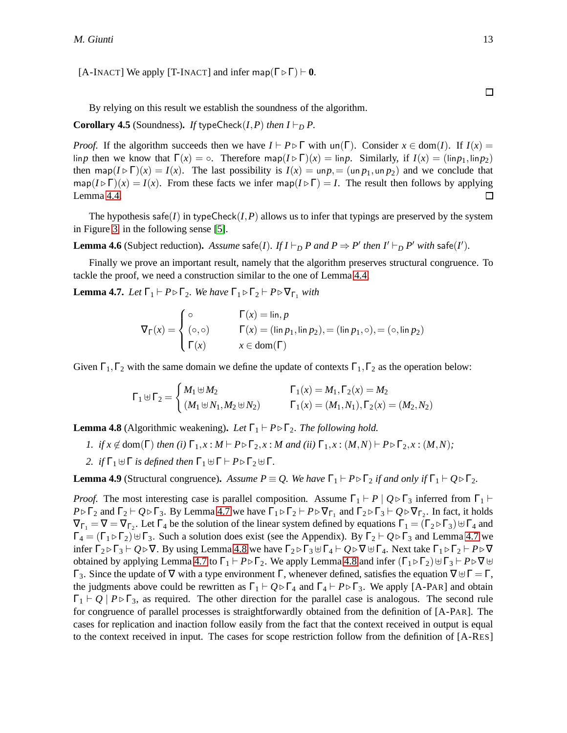[A-INACT] We apply [T-INACT] and infer $\mathsf{map}(\Gamma \triangleright \Gamma) \vdash \mathbf{0}$.

$\square$

By relying on this result we establish the soundness of the algorithm.

**Corollary 4.5** (Soundness). *If* $\mathsf{typeCheck}(I,P)$ *then* $I \vdash_D P$.

*Proof.* If the algorithm succeeds then we have $I \vdash P \triangleright \Gamma$ with $\mathsf{un}(\Gamma)$. Consider $x \in \mathrm{dom}(I)$. If $I(x) = \mathsf{lin}p$ then we know that $\Gamma(x) = \circ$. Therefore $\mathsf{map}(I \triangleright \Gamma)(x) = \mathsf{lin}p$. Similarly, if $I(x) = (\mathsf{lin}p_1, \mathsf{lin}p_2)$ then $\mathsf{map}(I \triangleright \Gamma)(x) = I(x)$. The last possibility is $I(x) = \mathsf{un}p, = (\mathsf{un}\, p_1, \mathsf{un}\, p_2)$ and we conclude that $\mathsf{map}(I \triangleright \Gamma)(x) = I(x)$. From these facts we infer $\mathsf{map}(I \triangleright \Gamma) = I$. The result then follows by applying Lemma 4.4. $\square$

The hypothesis $\mathsf{safe}(I)$ in $\mathsf{typeCheck}(I,P)$ allows us to infer that typings are preserved by the system in Figure 3, in the following sense [5].

**Lemma 4.6** (Subject reduction). *Assume* $\mathsf{safe}(I)$. *If* $I \vdash_D P$ *and* $P \Rightarrow P'$ *then* $I' \vdash_D P'$ *with* $\mathsf{safe}(I')$.

Finally we prove an important result, namely that the algorithm preserves structural congruence. To tackle the proof, we need a construction similar to the one of Lemma 4.4.

**Lemma 4.7.** *Let* $\Gamma_1 \vdash P \triangleright \Gamma_2$. *We have* $\Gamma_1 \triangleright \Gamma_2 \vdash P \triangleright \nabla_{\Gamma_1}$ *with*

$$\nabla_\Gamma(x) = \begin{cases} \circ & \Gamma(x) = \mathsf{lin}, p \\ (\circ, \circ) & \Gamma(x) = (\mathsf{lin}\, p_1, \mathsf{lin}\, p_2), = (\mathsf{lin}\, p_1, \circ), = (\circ, \mathsf{lin}\, p_2) \\ \Gamma(x) & x \in \mathrm{dom}(\Gamma) \end{cases}$$

Given $\Gamma_1, \Gamma_2$ with the same domain we define the update of contexts $\Gamma_1, \Gamma_2$ as the operation below:

$$\Gamma_1 \uplus \Gamma_2 = \begin{cases} M_1 \uplus M_2 & \Gamma_1(x) = M_1, \Gamma_2(x) = M_2 \\ (M_1 \uplus N_1, M_2 \uplus N_2) & \Gamma_1(x) = (M_1, N_1), \Gamma_2(x) = (M_2, N_2) \end{cases}$$

**Lemma 4.8** (Algorithmic weakening). *Let* $\Gamma_1 \vdash P \triangleright \Gamma_2$. *The following hold.*

1. *if* $x \notin \mathrm{dom}(\Gamma)$ *then (i)* $\Gamma_1, x : M \vdash P \triangleright \Gamma_2, x : M$ *and (ii)* $\Gamma_1, x : (M,N) \vdash P \triangleright \Gamma_2, x : (M,N)$;
2. *if* $\Gamma_1 \uplus \Gamma$ *is defined then* $\Gamma_1 \uplus \Gamma \vdash P \triangleright \Gamma_2 \uplus \Gamma$.

**Lemma 4.9** (Structural congruence). *Assume* $P \equiv Q$. *We have* $\Gamma_1 \vdash P \triangleright \Gamma_2$ *if and only if* $\Gamma_1 \vdash Q \triangleright \Gamma_2$.

*Proof.* The most interesting case is parallel composition. Assume $\Gamma_1 \vdash P \mid Q \triangleright \Gamma_3$ inferred from $\Gamma_1 \vdash P \triangleright \Gamma_2$ and $\Gamma_2 \vdash Q \triangleright \Gamma_3$. By Lemma 4.7 we have $\Gamma_1 \triangleright \Gamma_2 \vdash P \triangleright \nabla_{\Gamma_1}$ and $\Gamma_2 \triangleright \Gamma_3 \vdash Q \triangleright \nabla_{\Gamma_2}$. In fact, it holds $\nabla_{\Gamma_1} = \nabla = \nabla_{\Gamma_2}$. Let $\Gamma_4$ be the solution of the linear system defined by equations $\Gamma_1 = (\Gamma_2 \triangleright \Gamma_3) \uplus \Gamma_4$ and $\Gamma_4 = (\Gamma_1 \triangleright \Gamma_2) \uplus \Gamma_3$. Such a solution does exist (see the Appendix). By $\Gamma_2 \vdash Q \triangleright \Gamma_3$ and Lemma 4.7 we infer $\Gamma_2 \triangleright \Gamma_3 \vdash Q \triangleright \nabla$. By using Lemma 4.8 we have $\Gamma_2 \triangleright \Gamma_3 \uplus \Gamma_4 \vdash Q \triangleright \nabla \uplus \Gamma_4$. Next take $\Gamma_1 \triangleright \Gamma_2 \vdash P \triangleright \nabla$ obtained by applying Lemma 4.7 to $\Gamma_1 \vdash P \triangleright \Gamma_2$. We apply Lemma 4.8 and infer $(\Gamma_1 \triangleright \Gamma_2) \uplus \Gamma_3 \vdash P \triangleright \nabla \uplus \Gamma_3$. Since the update of $\nabla$ with a type environment $\Gamma$, whenever defined, satisfies the equation $\nabla \uplus \Gamma = \Gamma$, the judgments above could be rewritten as $\Gamma_1 \vdash Q \triangleright \Gamma_4$ and $\Gamma_4 \vdash P \triangleright \Gamma_3$. We apply [A-PAR] and obtain $\Gamma_1 \vdash Q \mid P \triangleright \Gamma_3$, as required. The other direction for the parallel case is analogous. The second rule for congruence of parallel processes is straightforwardly obtained from the definition of [A-PAR]. The cases for replication and inaction follow easily from the fact that the context received in output is equal to the context received in input. The cases for scope restriction follow from the definition of [A-RES]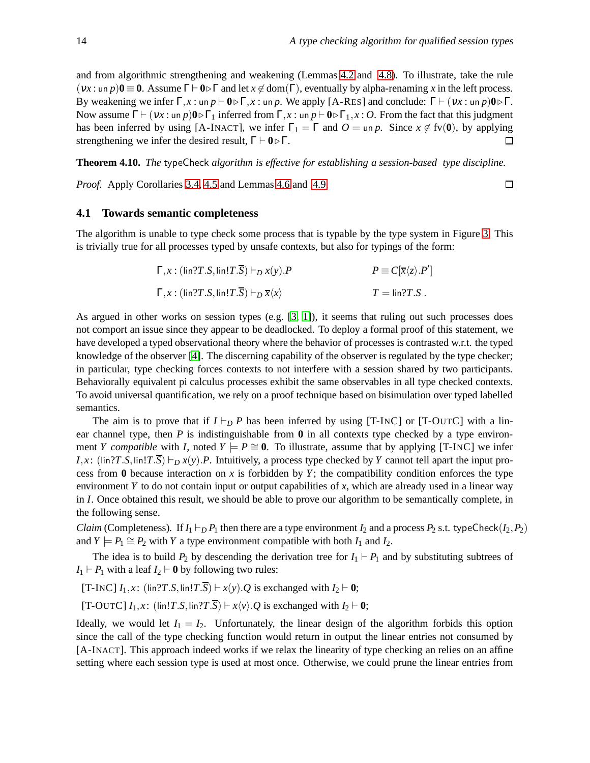and from algorithmic strengthening and weakening (Lemmas 4.2 and 4.8). To illustrate, take the rule $(\nu x : \mathsf{un}\, p)\mathbf{0} \equiv \mathbf{0}$. Assume $\Gamma \vdash \mathbf{0} \triangleright \Gamma$ and let $x \notin \mathrm{dom}(\Gamma)$, eventually by alpha-renaming $x$ in the left process. By weakening we infer $\Gamma, x : \mathsf{un}\, p \vdash \mathbf{0} \triangleright \Gamma, x : \mathsf{un}\, p$. We apply [A-RES] and conclude: $\Gamma \vdash (\nu x : \mathsf{un}\, p)\mathbf{0} \triangleright \Gamma$. Now assume $\Gamma \vdash (\nu x : \mathsf{un}\, p)\mathbf{0} \triangleright \Gamma_1$ inferred from $\Gamma, x : \mathsf{un}\, p \vdash \mathbf{0} \triangleright \Gamma_1, x : O$. From the fact that this judgment has been inferred by using [A-INACT], we infer $\Gamma_1 = \Gamma$ and $O = \mathsf{un}\, p$. Since $x \notin \mathrm{fv}(\mathbf{0})$, by applying strengthening we infer the desired result, $\Gamma \vdash \mathbf{0} \triangleright \Gamma$. ☐

**Theorem 4.10.** *The* typeCheck *algorithm is effective for establishing a session-based type discipline.*

*Proof.* Apply Corollaries 3.4, 4.5 and Lemmas 4.6 and 4.9. ☐

### 4.1 Towards semantic completeness

The algorithm is unable to type check some process that is typable by the type system in Figure 3. This is trivially true for all processes typed by unsafe contexts, but also for typings of the form:

$$\Gamma, x : (\mathsf{lin}?T.S, \mathsf{lin}!T.\overline{S}) \vdash_D x(y).P \qquad\qquad P \equiv C[\overline{x}\langle z\rangle.P']$$

$$\Gamma, x : (\mathsf{lin}?T.S, \mathsf{lin}!T.\overline{S}) \vdash_D \overline{x}\langle x\rangle \qquad\qquad T = \mathsf{lin}?T.S\,.$$

As argued in other works on session types (e.g. [3, 1]), it seems that ruling out such processes does not comport an issue since they appear to be deadlocked. To deploy a formal proof of this statement, we have developed a typed observational theory where the behavior of processes is contrasted w.r.t. the typed knowledge of the observer [4]. The discerning capability of the observer is regulated by the type checker; in particular, type checking forces contexts to not interfere with a session shared by two participants. Behaviorally equivalent pi calculus processes exhibit the same observables in all type checked contexts. To avoid universal quantification, we rely on a proof technique based on bisimulation over typed labelled semantics.

The aim is to prove that if $I \vdash_D P$ has been inferred by using [T-INC] or [T-OUTC] with a linear channel type, then $P$ is indistinguishable from $\mathbf{0}$ in all contexts type checked by a type environment $Y$ *compatible* with $I$, noted $Y \models P \cong \mathbf{0}$. To illustrate, assume that by applying [T-INC] we infer $I, x\colon (\mathsf{lin}?T.S, \mathsf{lin}!T.\overline{S}) \vdash_D x(y).P$. Intuitively, a process type checked by $Y$ cannot tell apart the input process from $\mathbf{0}$ because interaction on $x$ is forbidden by $Y$; the compatibility condition enforces the type environment $Y$ to do not contain input or output capabilities of $x$, which are already used in a linear way in $I$. Once obtained this result, we should be able to prove our algorithm to be semantically complete, in the following sense.

*Claim* (Completeness)*.* If $I_1 \vdash_D P_1$ then there are a type environment $I_2$ and a process $P_2$ s.t. $\mathsf{typeCheck}(I_2, P_2)$ and $Y \models P_1 \cong P_2$ with $Y$ a type environment compatible with both $I_1$ and $I_2$.

The idea is to build $P_2$ by descending the derivation tree for $I_1 \vdash P_1$ and by substituting subtrees of $I_1 \vdash P_1$ with a leaf $I_2 \vdash \mathbf{0}$ by following two rules:

[T-INC] $I_1, x\colon (\mathsf{lin}?T.S, \mathsf{lin}!T.\overline{S}) \vdash x(y).Q$ is exchanged with $I_2 \vdash \mathbf{0}$;

[T-OUTC] $I_1, x\colon (\mathsf{lin}!T.S, \mathsf{lin}?T.\overline{S}) \vdash \overline{x}\langle v\rangle.Q$ is exchanged with $I_2 \vdash \mathbf{0}$;

Ideally, we would let $I_1 = I_2$. Unfortunately, the linear design of the algorithm forbids this option since the call of the type checking function would return in output the linear entries not consumed by [A-INACT]. This approach indeed works if we relax the linearity of type checking an relies on an affine setting where each session type is used at most once. Otherwise, we could prune the linear entries from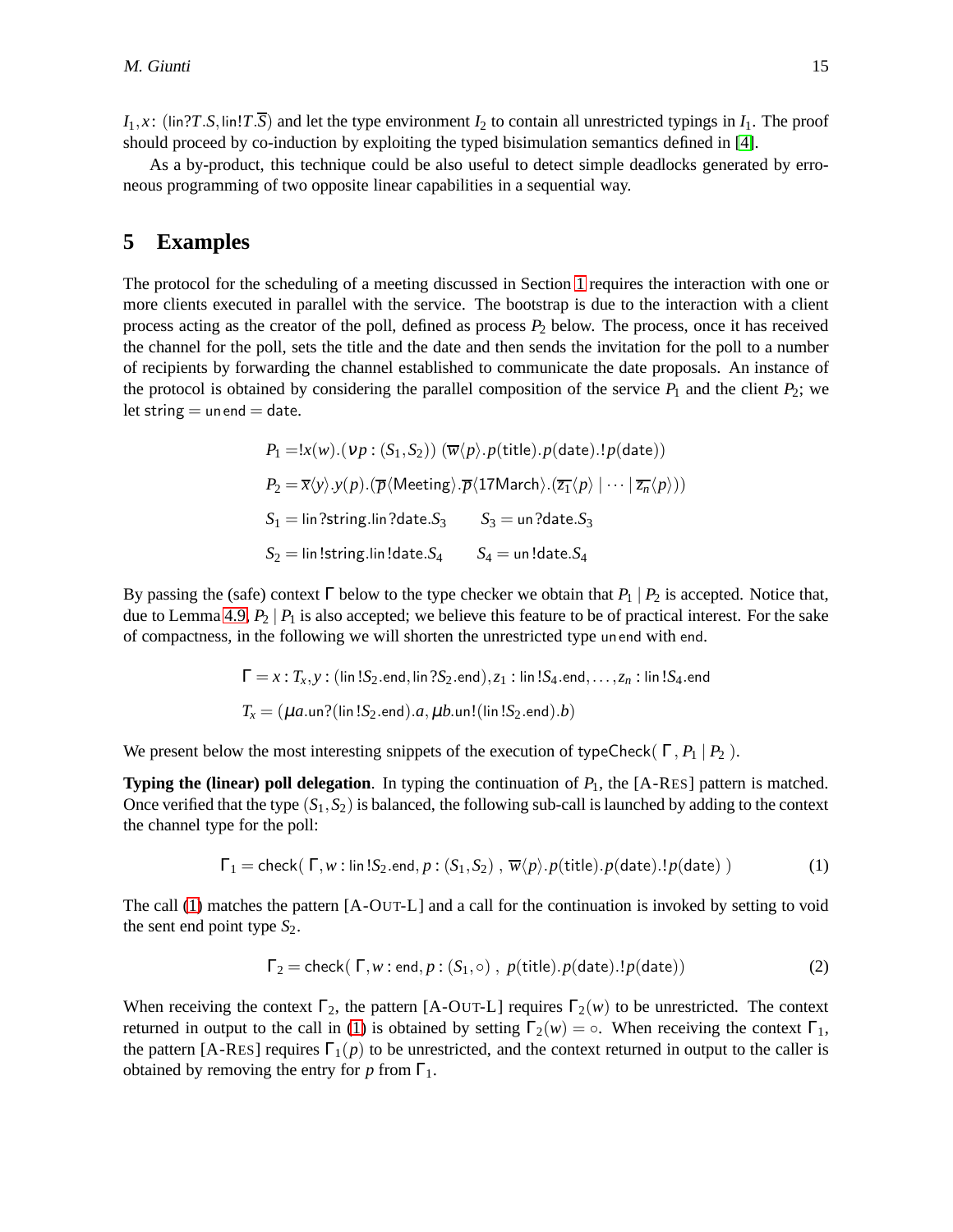$I_1, x\colon (\mathsf{lin}?T.S, \mathsf{lin}!T.\overline{S})$ and let the type environment $I_2$ to contain all unrestricted typings in $I_1$. The proof should proceed by co-induction by exploiting the typed bisimulation semantics defined in [4].

As a by-product, this technique could be also useful to detect simple deadlocks generated by erroneous programming of two opposite linear capabilities in a sequential way.

# 5 Examples

The protocol for the scheduling of a meeting discussed in Section 1 requires the interaction with one or more clients executed in parallel with the service. The bootstrap is due to the interaction with a client process acting as the creator of the poll, defined as process $P_2$ below. The process, once it has received the channel for the poll, sets the title and the date and then sends the invitation for the poll to a number of recipients by forwarding the channel established to communicate the date proposals. An instance of the protocol is obtained by considering the parallel composition of the service $P_1$ and the client $P_2$; we let $\mathsf{string} = \mathsf{un\,end} = \mathsf{date}$.

$$P_1 = !x(w).(\nu p : (S_1, S_2))\ (\overline{w}\langle p\rangle.p(\mathsf{title}).p(\mathsf{date}).!p(\mathsf{date}))$$

$$P_2 = \overline{x}\langle y\rangle.y(p).(\overline{p}\langle \mathsf{Meeting}\rangle.\overline{p}\langle \mathsf{17March}\rangle.(\overline{z_1}\langle p\rangle \mid \cdots \mid \overline{z_n}\langle p\rangle))$$

$$S_1 = \mathsf{lin}\,?\mathsf{string}.\mathsf{lin}\,?\mathsf{date}.S_3 \qquad S_3 = \mathsf{un}\,?\mathsf{date}.S_3$$

$$S_2 = \mathsf{lin}\,!\mathsf{string}.\mathsf{lin}\,!\mathsf{date}.S_4 \qquad S_4 = \mathsf{un}\,!\mathsf{date}.S_4$$

By passing the (safe) context $\Gamma$ below to the type checker we obtain that $P_1 \mid P_2$ is accepted. Notice that, due to Lemma 4.9, $P_2 \mid P_1$ is also accepted; we believe this feature to be of practical interest. For the sake of compactness, in the following we will shorten the unrestricted type $\mathsf{un\,end}$ with $\mathsf{end}$.

$$\Gamma = x : T_x, y : (\mathsf{lin}\,!S_2.\mathsf{end}, \mathsf{lin}\,?S_2.\mathsf{end}), z_1 : \mathsf{lin}\,!S_4.\mathsf{end}, \ldots, z_n : \mathsf{lin}\,!S_4.\mathsf{end}$$

$$T_x = (\mu a.\mathsf{un}?(\mathsf{lin}\,!S_2.\mathsf{end}).a, \mu b.\mathsf{un}!(\mathsf{lin}\,!S_2.\mathsf{end}).b)$$

We present below the most interesting snippets of the execution of $\mathsf{typeCheck}(\ \Gamma, P_1 \mid P_2\ )$.

**Typing the (linear) poll delegation**. In typing the continuation of $P_1$, the [A-RES] pattern is matched. Once verified that the type $(S_1, S_2)$ is balanced, the following sub-call is launched by adding to the context the channel type for the poll:

$$\Gamma_1 = \mathsf{check}(\ \Gamma, w : \mathsf{lin}\,!S_2.\mathsf{end}, p : (S_1, S_2)\ ,\ \overline{w}\langle p\rangle.p(\mathsf{title}).p(\mathsf{date}).!p(\mathsf{date})\ ) \tag{1}$$

The call (1) matches the pattern [A-OUT-L] and a call for the continuation is invoked by setting to void the sent end point type $S_2$.

$$\Gamma_2 = \mathsf{check}(\ \Gamma, w : \mathsf{end}, p : (S_1, \circ)\ ,\ p(\mathsf{title}).p(\mathsf{date}).!p(\mathsf{date})) \tag{2}$$

When receiving the context $\Gamma_2$, the pattern [A-OUT-L] requires $\Gamma_2(w)$ to be unrestricted. The context returned in output to the call in (1) is obtained by setting $\Gamma_2(w) = \circ$. When receiving the context $\Gamma_1$, the pattern [A-RES] requires $\Gamma_1(p)$ to be unrestricted, and the context returned in output to the caller is obtained by removing the entry for $p$ from $\Gamma_1$.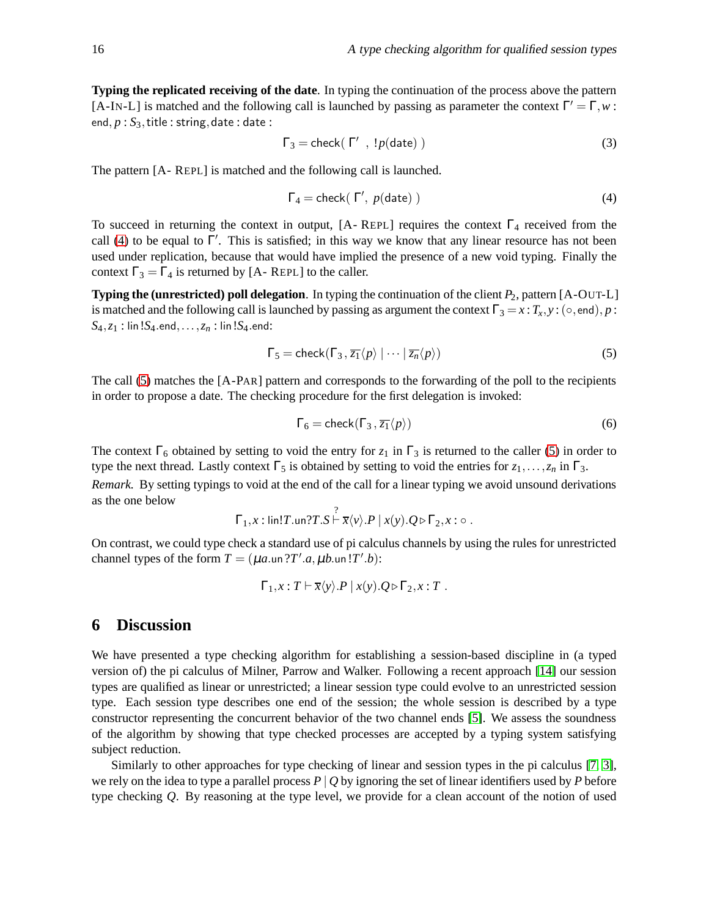**Typing the replicated receiving of the date**. In typing the continuation of the process above the pattern [A-IN-L] is matched and the following call is launched by passing as parameter the context $\Gamma' = \Gamma, w : \mathsf{end}, p : S_3, \mathsf{title} : \mathsf{string}, \mathsf{date} : \mathsf{date}$ :

$$\Gamma_3 = \mathsf{check}(\ \Gamma'\ ,\ !p(\mathsf{date})\ ) \tag{3}$$

The pattern [A- REPL] is matched and the following call is launched.

$$\Gamma_4 = \mathsf{check}(\ \Gamma',\ p(\mathsf{date})\ ) \tag{4}$$

To succeed in returning the context in output, [A- REPL] requires the context $\Gamma_4$ received from the call (4) to be equal to $\Gamma'$. This is satisfied; in this way we know that any linear resource has not been used under replication, because that would have implied the presence of a new void typing. Finally the context $\Gamma_3 = \Gamma_4$ is returned by [A- REPL] to the caller.

**Typing the (unrestricted) poll delegation**. In typing the continuation of the client $P_2$, pattern [A-OUT-L] is matched and the following call is launched by passing as argument the context $\Gamma_3 = x : T_x, y : (\circ, \mathsf{end}), p : S_4, z_1 : \mathsf{lin}\,!S_4.\mathsf{end}, \ldots, z_n : \mathsf{lin}\,!S_4.\mathsf{end}$:

$$\Gamma_5 = \mathsf{check}(\Gamma_3\,,\, \overline{z_1}\langle p\rangle \mid \cdots \mid \overline{z_n}\langle p\rangle) \tag{5}$$

The call (5) matches the [A-PAR] pattern and corresponds to the forwarding of the poll to the recipients in order to propose a date. The checking procedure for the first delegation is invoked:

$$\Gamma_6 = \mathsf{check}(\Gamma_3\,,\, \overline{z_1}\langle p\rangle) \tag{6}$$

The context $\Gamma_6$ obtained by setting to void the entry for $z_1$ in $\Gamma_3$ is returned to the caller (5) in order to type the next thread. Lastly context $\Gamma_5$ is obtained by setting to void the entries for $z_1, \ldots, z_n$ in $\Gamma_3$.

*Remark.* By setting typings to void at the end of the call for a linear typing we avoid unsound derivations as the one below

$$\Gamma_1, x : \mathsf{lin}!T.\mathsf{un}?T.S \overset{?}{\vdash} \overline{x}\langle v\rangle.P \mid x(y).Q \triangleright \Gamma_2, x : \circ\ .$$

On contrast, we could type check a standard use of pi calculus channels by using the rules for unrestricted channel types of the form $T = (\mu a.\mathsf{un}\,?T'.a, \mu b.\mathsf{un}\,!T'.b)$:

$$\Gamma_1, x : T \vdash \overline{x}\langle y\rangle.P \mid x(y).Q \triangleright \Gamma_2, x : T\ .$$

## 6 Discussion

We have presented a type checking algorithm for establishing a session-based discipline in (a typed version of) the pi calculus of Milner, Parrow and Walker. Following a recent approach [14] our session types are qualified as linear or unrestricted; a linear session type could evolve to an unrestricted session type. Each session type describes one end of the session; the whole session is described by a type constructor representing the concurrent behavior of the two channel ends [5]. We assess the soundness of the algorithm by showing that type checked processes are accepted by a typing system satisfying subject reduction.

Similarly to other approaches for type checking of linear and session types in the pi calculus [7, 3], we rely on the idea to type a parallel process $P \mid Q$ by ignoring the set of linear identifiers used by $P$ before type checking $Q$. By reasoning at the type level, we provide for a clean account of the notion of used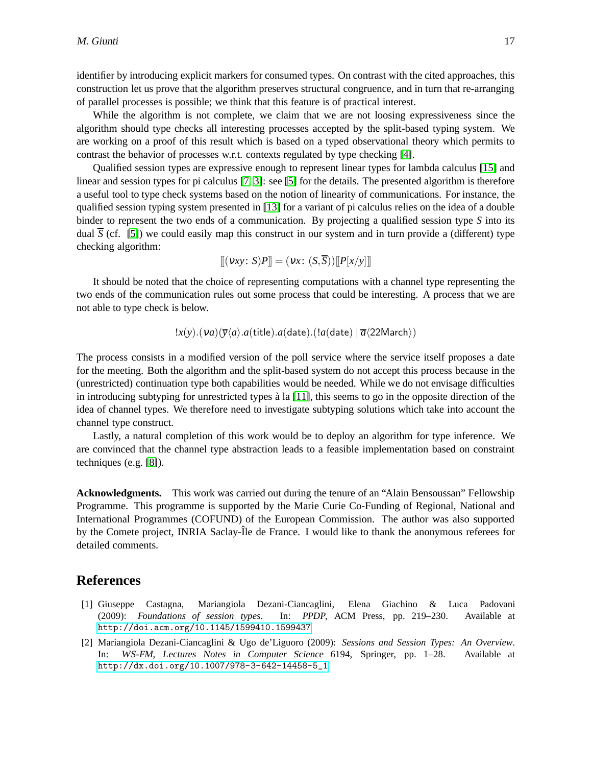identifier by introducing explicit markers for consumed types. On contrast with the cited approaches, this construction let us prove that the algorithm preserves structural congruence, and in turn that re-arranging of parallel processes is possible; we think that this feature is of practical interest.

While the algorithm is not complete, we claim that we are not loosing expressiveness since the algorithm should type checks all interesting processes accepted by the split-based typing system. We are working on a proof of this result which is based on a typed observational theory which permits to contrast the behavior of processes w.r.t. contexts regulated by type checking [4].

Qualified session types are expressive enough to represent linear types for lambda calculus [15] and linear and session types for pi calculus [7, 3]: see [5] for the details. The presented algorithm is therefore a useful tool to type check systems based on the notion of linearity of communications. For instance, the qualified session typing system presented in [13] for a variant of pi calculus relies on the idea of a double binder to represent the two ends of a communication. By projecting a qualified session type $S$ into its dual $\overline{S}$ (cf. [5]) we could easily map this construct in our system and in turn provide a (different) type checking algorithm:

$$[\![(\nu xy\colon S)P]\!] = (\nu x\colon (S,\overline{S}))[\![P[x/y]]\!]$$

It should be noted that the choice of representing computations with a channel type representing the two ends of the communication rules out some process that could be interesting. A process that we are not able to type check is below.

$$!x(y).(\nu a)(\overline{y}\langle a\rangle.a(\mathsf{title}).a(\mathsf{date}).(!a(\mathsf{date}) \mid \overline{a}\langle \mathsf{22March}\rangle)$$

The process consists in a modified version of the poll service where the service itself proposes a date for the meeting. Both the algorithm and the split-based system do not accept this process because in the (unrestricted) continuation type both capabilities would be needed. While we do not envisage difficulties in introducing subtyping for unrestricted types à la [11], this seems to go in the opposite direction of the idea of channel types. We therefore need to investigate subtyping solutions which take into account the channel type construct.

Lastly, a natural completion of this work would be to deploy an algorithm for type inference. We are convinced that the channel type abstraction leads to a feasible implementation based on constraint techniques (e.g. [8]).

**Acknowledgments.** This work was carried out during the tenure of an "Alain Bensoussan" Fellowship Programme. This programme is supported by the Marie Curie Co-Funding of Regional, National and International Programmes (COFUND) of the European Commission. The author was also supported by the Comete project, INRIA Saclay-Île de France. I would like to thank the anonymous referees for detailed comments.

## References

[1] Giuseppe Castagna, Mariangiola Dezani-Ciancaglini, Elena Giachino & Luca Padovani (2009): *Foundations of session types*. In: *PPDP*, ACM Press, pp. 219–230. Available at http://doi.acm.org/10.1145/1599410.1599437.

[2] Mariangiola Dezani-Ciancaglini & Ugo de'Liguoro (2009): *Sessions and Session Types: An Overview*. In: *WS-FM*, *Lectures Notes in Computer Science* 6194, Springer, pp. 1–28. Available at http://dx.doi.org/10.1007/978-3-642-14458-5_1.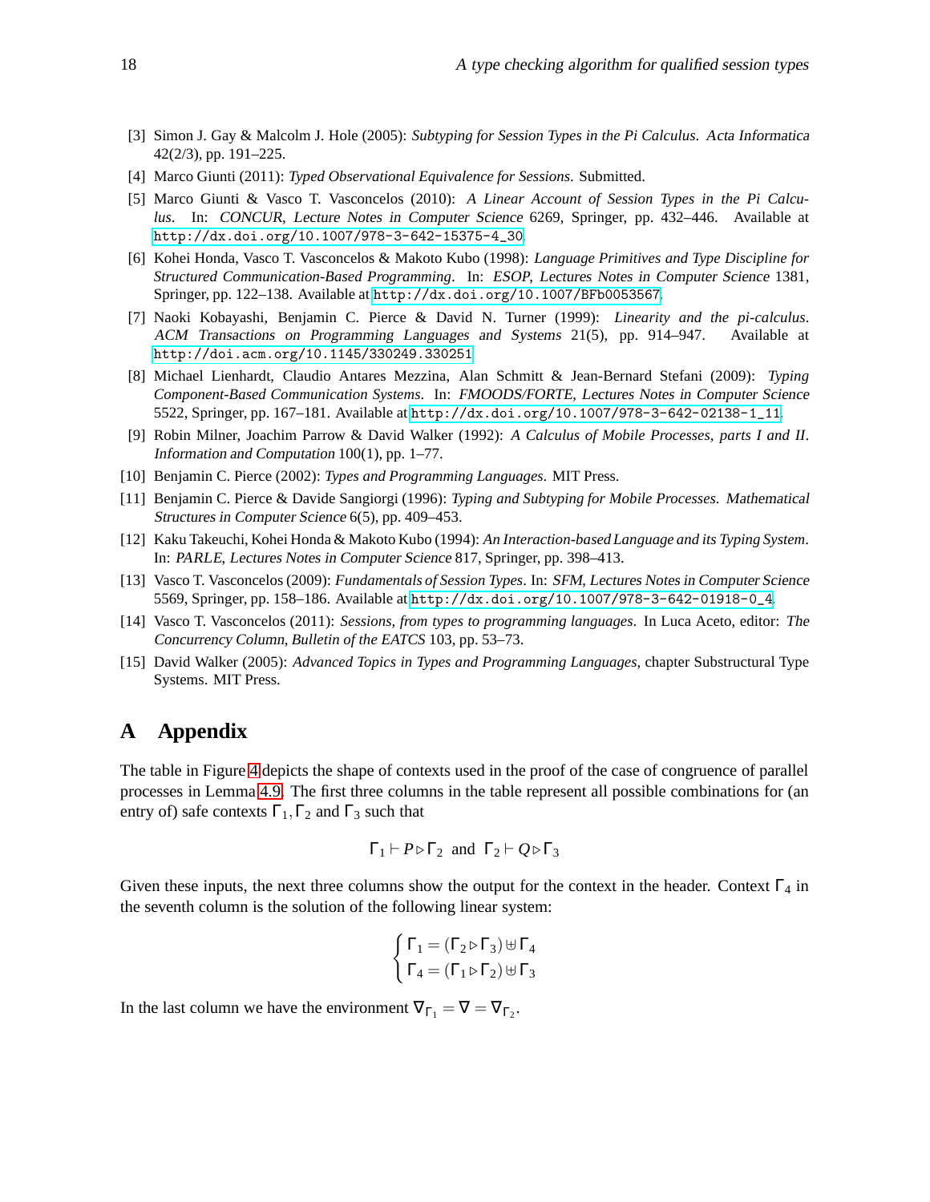[3] Simon J. Gay & Malcolm J. Hole (2005): *Subtyping for Session Types in the Pi Calculus*. *Acta Informatica* 42(2/3), pp. 191–225.

[4] Marco Giunti (2011): *Typed Observational Equivalence for Sessions*. Submitted.

[5] Marco Giunti & Vasco T. Vasconcelos (2010): *A Linear Account of Session Types in the Pi Calculus*. In: *CONCUR*, *Lecture Notes in Computer Science* 6269, Springer, pp. 432–446. Available at http://dx.doi.org/10.1007/978-3-642-15375-4_30.

[6] Kohei Honda, Vasco T. Vasconcelos & Makoto Kubo (1998): *Language Primitives and Type Discipline for Structured Communication-Based Programming*. In: *ESOP*, *Lectures Notes in Computer Science* 1381, Springer, pp. 122–138. Available at http://dx.doi.org/10.1007/BFb0053567.

[7] Naoki Kobayashi, Benjamin C. Pierce & David N. Turner (1999): *Linearity and the pi-calculus*. *ACM Transactions on Programming Languages and Systems* 21(5), pp. 914–947. Available at http://doi.acm.org/10.1145/330249.330251.

[8] Michael Lienhardt, Claudio Antares Mezzina, Alan Schmitt & Jean-Bernard Stefani (2009): *Typing Component-Based Communication Systems*. In: *FMOODS/FORTE*, *Lectures Notes in Computer Science* 5522, Springer, pp. 167–181. Available at http://dx.doi.org/10.1007/978-3-642-02138-1_11.

[9] Robin Milner, Joachim Parrow & David Walker (1992): *A Calculus of Mobile Processes, parts I and II*. *Information and Computation* 100(1), pp. 1–77.

[10] Benjamin C. Pierce (2002): *Types and Programming Languages*. MIT Press.

[11] Benjamin C. Pierce & Davide Sangiorgi (1996): *Typing and Subtyping for Mobile Processes*. *Mathematical Structures in Computer Science* 6(5), pp. 409–453.

[12] Kaku Takeuchi, Kohei Honda & Makoto Kubo (1994): *An Interaction-based Language and its Typing System*. In: *PARLE*, *Lectures Notes in Computer Science* 817, Springer, pp. 398–413.

[13] Vasco T. Vasconcelos (2009): *Fundamentals of Session Types*. In: *SFM*, *Lectures Notes in Computer Science* 5569, Springer, pp. 158–186. Available at http://dx.doi.org/10.1007/978-3-642-01918-0_4.

[14] Vasco T. Vasconcelos (2011): *Sessions, from types to programming languages*. In Luca Aceto, editor: *The Concurrency Column*, *Bulletin of the EATCS* 103, pp. 53–73.

[15] David Walker (2005): *Advanced Topics in Types and Programming Languages*, chapter Substructural Type Systems. MIT Press.

# A Appendix

The table in Figure 4 depicts the shape of contexts used in the proof of the case of congruence of parallel processes in Lemma 4.9. The first three columns in the table represent all possible combinations for (an entry of) safe contexts $\Gamma_1, \Gamma_2$ and $\Gamma_3$ such that

$$\Gamma_1 \vdash P \triangleright \Gamma_2 \;\text{ and }\; \Gamma_2 \vdash Q \triangleright \Gamma_3$$

Given these inputs, the next three columns show the output for the context in the header. Context $\Gamma_4$ in the seventh column is the solution of the following linear system:

$$\begin{cases} \Gamma_1 = (\Gamma_2 \triangleright \Gamma_3) \uplus \Gamma_4 \\ \Gamma_4 = (\Gamma_1 \triangleright \Gamma_2) \uplus \Gamma_3 \end{cases}$$

In the last column we have the environment $\nabla_{\Gamma_1} = \nabla = \nabla_{\Gamma_2}$.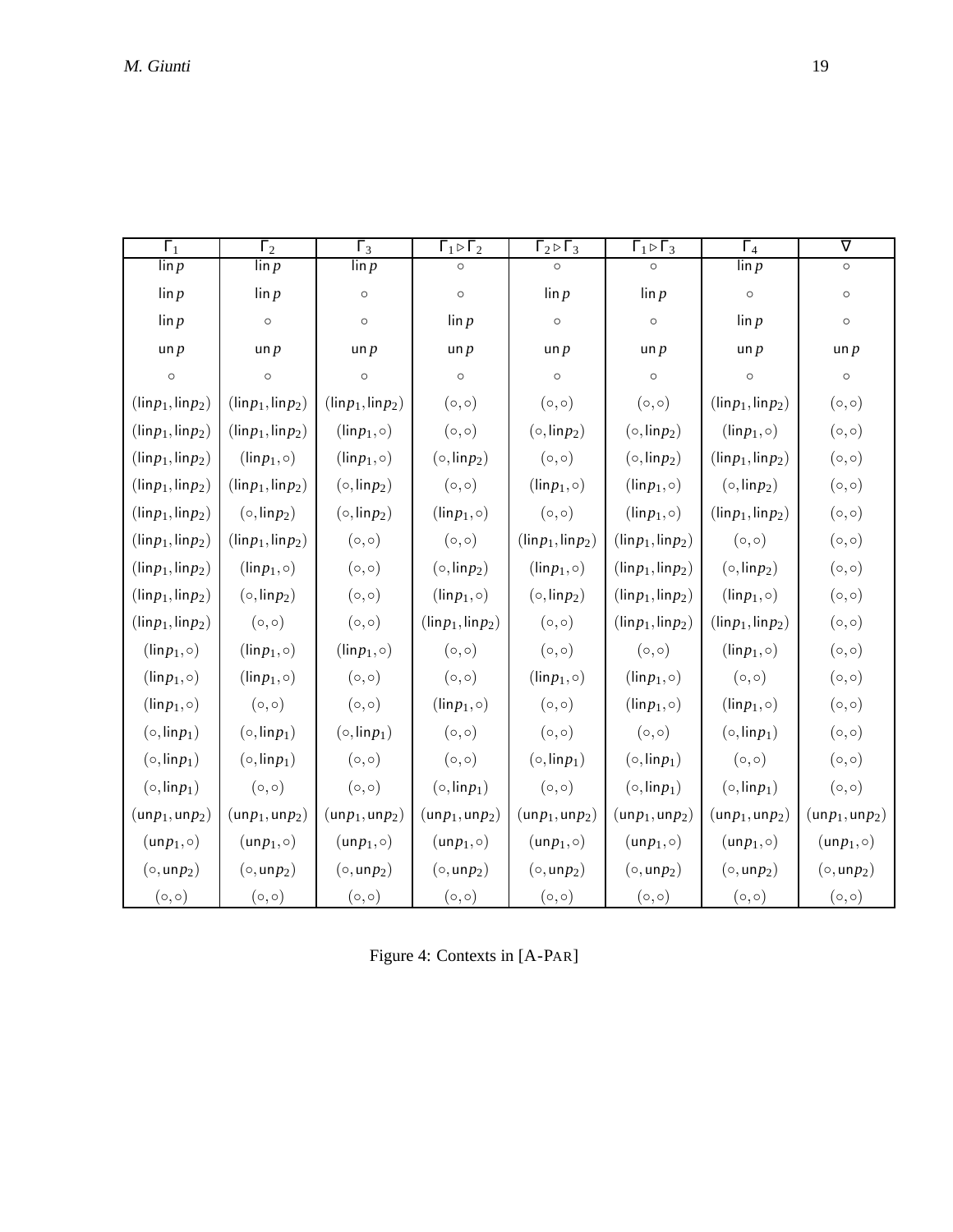| $\Gamma_1$ | $\Gamma_2$ | $\Gamma_3$ | $\Gamma_1 \triangleright \Gamma_2$ | $\Gamma_2 \triangleright \Gamma_3$ | $\Gamma_1 \triangleright \Gamma_3$ | $\Gamma_4$ | $\nabla$ |
|---|---|---|---|---|---|---|---|
| $\mathsf{lin}\, p$ | $\mathsf{lin}\, p$ | $\mathsf{lin}\, p$ | $\circ$ | $\circ$ | $\circ$ | $\mathsf{lin}\, p$ | $\circ$ |
| $\mathsf{lin}\, p$ | $\mathsf{lin}\, p$ | $\circ$ | $\circ$ | $\mathsf{lin}\, p$ | $\mathsf{lin}\, p$ | $\circ$ | $\circ$ |
| $\mathsf{lin}\, p$ | $\circ$ | $\circ$ | $\mathsf{lin}\, p$ | $\circ$ | $\circ$ | $\mathsf{lin}\, p$ | $\circ$ |
| $\mathsf{un}\, p$ | $\mathsf{un}\, p$ | $\mathsf{un}\, p$ | $\mathsf{un}\, p$ | $\mathsf{un}\, p$ | $\mathsf{un}\, p$ | $\mathsf{un}\, p$ | $\mathsf{un}\, p$ |
| $\circ$ | $\circ$ | $\circ$ | $\circ$ | $\circ$ | $\circ$ | $\circ$ | $\circ$ |
| $(\mathsf{lin} p_1, \mathsf{lin} p_2)$ | $(\mathsf{lin} p_1, \mathsf{lin} p_2)$ | $(\mathsf{lin} p_1, \mathsf{lin} p_2)$ | $(\circ, \circ)$ | $(\circ, \circ)$ | $(\circ, \circ)$ | $(\mathsf{lin} p_1, \mathsf{lin} p_2)$ | $(\circ, \circ)$ |
| $(\mathsf{lin} p_1, \mathsf{lin} p_2)$ | $(\mathsf{lin} p_1, \mathsf{lin} p_2)$ | $(\mathsf{lin} p_1, \circ)$ | $(\circ, \circ)$ | $(\circ, \mathsf{lin} p_2)$ | $(\circ, \mathsf{lin} p_2)$ | $(\mathsf{lin} p_1, \circ)$ | $(\circ, \circ)$ |
| $(\mathsf{lin} p_1, \mathsf{lin} p_2)$ | $(\mathsf{lin} p_1, \circ)$ | $(\mathsf{lin} p_1, \circ)$ | $(\circ, \mathsf{lin} p_2)$ | $(\circ, \circ)$ | $(\circ, \mathsf{lin} p_2)$ | $(\mathsf{lin} p_1, \mathsf{lin} p_2)$ | $(\circ, \circ)$ |
| $(\mathsf{lin} p_1, \mathsf{lin} p_2)$ | $(\mathsf{lin} p_1, \mathsf{lin} p_2)$ | $(\circ, \mathsf{lin} p_2)$ | $(\circ, \circ)$ | $(\mathsf{lin} p_1, \circ)$ | $(\mathsf{lin} p_1, \circ)$ | $(\circ, \mathsf{lin} p_2)$ | $(\circ, \circ)$ |
| $(\mathsf{lin} p_1, \mathsf{lin} p_2)$ | $(\circ, \mathsf{lin} p_2)$ | $(\circ, \mathsf{lin} p_2)$ | $(\mathsf{lin} p_1, \circ)$ | $(\circ, \circ)$ | $(\mathsf{lin} p_1, \circ)$ | $(\mathsf{lin} p_1, \mathsf{lin} p_2)$ | $(\circ, \circ)$ |
| $(\mathsf{lin} p_1, \mathsf{lin} p_2)$ | $(\mathsf{lin} p_1, \mathsf{lin} p_2)$ | $(\circ, \circ)$ | $(\circ, \circ)$ | $(\mathsf{lin} p_1, \mathsf{lin} p_2)$ | $(\mathsf{lin} p_1, \mathsf{lin} p_2)$ | $(\circ, \circ)$ | $(\circ, \circ)$ |
| $(\mathsf{lin} p_1, \mathsf{lin} p_2)$ | $(\mathsf{lin} p_1, \circ)$ | $(\circ, \circ)$ | $(\circ, \mathsf{lin} p_2)$ | $(\mathsf{lin} p_1, \circ)$ | $(\mathsf{lin} p_1, \mathsf{lin} p_2)$ | $(\circ, \mathsf{lin} p_2)$ | $(\circ, \circ)$ |
| $(\mathsf{lin} p_1, \mathsf{lin} p_2)$ | $(\circ, \mathsf{lin} p_2)$ | $(\circ, \circ)$ | $(\mathsf{lin} p_1, \circ)$ | $(\circ, \mathsf{lin} p_2)$ | $(\mathsf{lin} p_1, \mathsf{lin} p_2)$ | $(\mathsf{lin} p_1, \circ)$ | $(\circ, \circ)$ |
| $(\mathsf{lin} p_1, \mathsf{lin} p_2)$ | $(\circ, \circ)$ | $(\circ, \circ)$ | $(\mathsf{lin} p_1, \mathsf{lin} p_2)$ | $(\circ, \circ)$ | $(\mathsf{lin} p_1, \mathsf{lin} p_2)$ | $(\mathsf{lin} p_1, \mathsf{lin} p_2)$ | $(\circ, \circ)$ |
| $(\mathsf{lin} p_1, \circ)$ | $(\mathsf{lin} p_1, \circ)$ | $(\mathsf{lin} p_1, \circ)$ | $(\circ, \circ)$ | $(\circ, \circ)$ | $(\circ, \circ)$ | $(\mathsf{lin} p_1, \circ)$ | $(\circ, \circ)$ |
| $(\mathsf{lin} p_1, \circ)$ | $(\mathsf{lin} p_1, \circ)$ | $(\circ, \circ)$ | $(\circ, \circ)$ | $(\mathsf{lin} p_1, \circ)$ | $(\mathsf{lin} p_1, \circ)$ | $(\circ, \circ)$ | $(\circ, \circ)$ |
| $(\mathsf{lin} p_1, \circ)$ | $(\circ, \circ)$ | $(\circ, \circ)$ | $(\mathsf{lin} p_1, \circ)$ | $(\circ, \circ)$ | $(\mathsf{lin} p_1, \circ)$ | $(\mathsf{lin} p_1, \circ)$ | $(\circ, \circ)$ |
| $(\circ, \mathsf{lin} p_1)$ | $(\circ, \mathsf{lin} p_1)$ | $(\circ, \mathsf{lin} p_1)$ | $(\circ, \circ)$ | $(\circ, \circ)$ | $(\circ, \circ)$ | $(\circ, \mathsf{lin} p_1)$ | $(\circ, \circ)$ |
| $(\circ, \mathsf{lin} p_1)$ | $(\circ, \mathsf{lin} p_1)$ | $(\circ, \circ)$ | $(\circ, \circ)$ | $(\circ, \mathsf{lin} p_1)$ | $(\circ, \mathsf{lin} p_1)$ | $(\circ, \circ)$ | $(\circ, \circ)$ |
| $(\circ, \mathsf{lin} p_1)$ | $(\circ, \circ)$ | $(\circ, \circ)$ | $(\circ, \mathsf{lin} p_1)$ | $(\circ, \circ)$ | $(\circ, \mathsf{lin} p_1)$ | $(\circ, \mathsf{lin} p_1)$ | $(\circ, \circ)$ |
| $(\mathsf{un} p_1, \mathsf{un} p_2)$ | $(\mathsf{un} p_1, \mathsf{un} p_2)$ | $(\mathsf{un} p_1, \mathsf{un} p_2)$ | $(\mathsf{un} p_1, \mathsf{un} p_2)$ | $(\mathsf{un} p_1, \mathsf{un} p_2)$ | $(\mathsf{un} p_1, \mathsf{un} p_2)$ | $(\mathsf{un} p_1, \mathsf{un} p_2)$ | $(\mathsf{un} p_1, \mathsf{un} p_2)$ |
| $(\mathsf{un} p_1, \circ)$ | $(\mathsf{un} p_1, \circ)$ | $(\mathsf{un} p_1, \circ)$ | $(\mathsf{un} p_1, \circ)$ | $(\mathsf{un} p_1, \circ)$ | $(\mathsf{un} p_1, \circ)$ | $(\mathsf{un} p_1, \circ)$ | $(\mathsf{un} p_1, \circ)$ |
| $(\circ, \mathsf{un} p_2)$ | $(\circ, \mathsf{un} p_2)$ | $(\circ, \mathsf{un} p_2)$ | $(\circ, \mathsf{un} p_2)$ | $(\circ, \mathsf{un} p_2)$ | $(\circ, \mathsf{un} p_2)$ | $(\circ, \mathsf{un} p_2)$ | $(\circ, \mathsf{un} p_2)$ |
| $(\circ, \circ)$ | $(\circ, \circ)$ | $(\circ, \circ)$ | $(\circ, \circ)$ | $(\circ, \circ)$ | $(\circ, \circ)$ | $(\circ, \circ)$ | $(\circ, \circ)$ |

Figure 4: Contexts in [A-PAR]